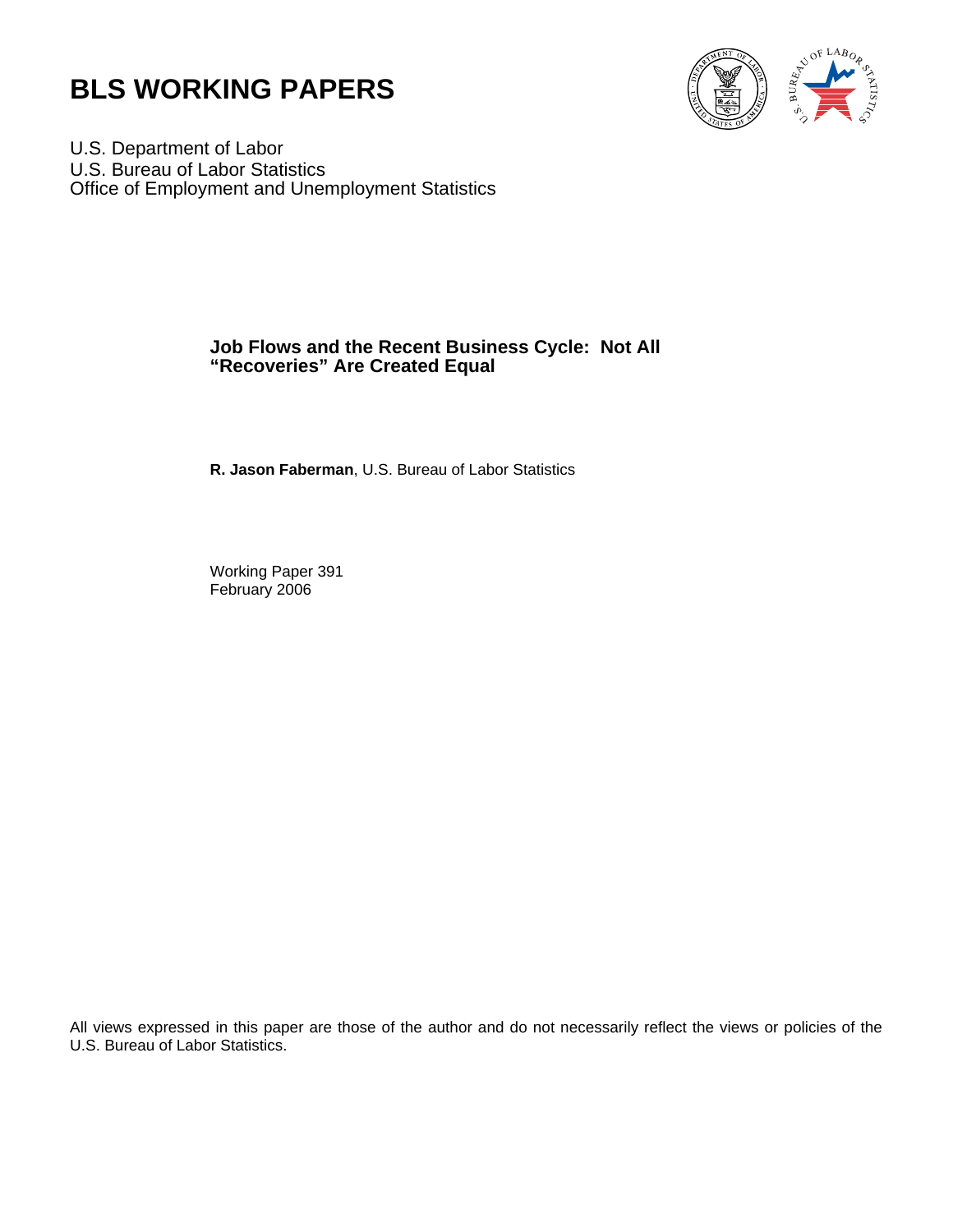# BLS WORKING PAPERS

U.S. Department of Labor
U.S. Bureau of Labor Statistics
Office of Employment and Unemployment Statistics

## Job Flows and the Recent Business Cycle: Not All "Recoveries" Are Created Equal

**R. Jason Faberman**, U.S. Bureau of Labor Statistics

Working Paper 391
February 2006

All views expressed in this paper are those of the author and do not necessarily reflect the views or policies of the U.S. Bureau of Labor Statistics.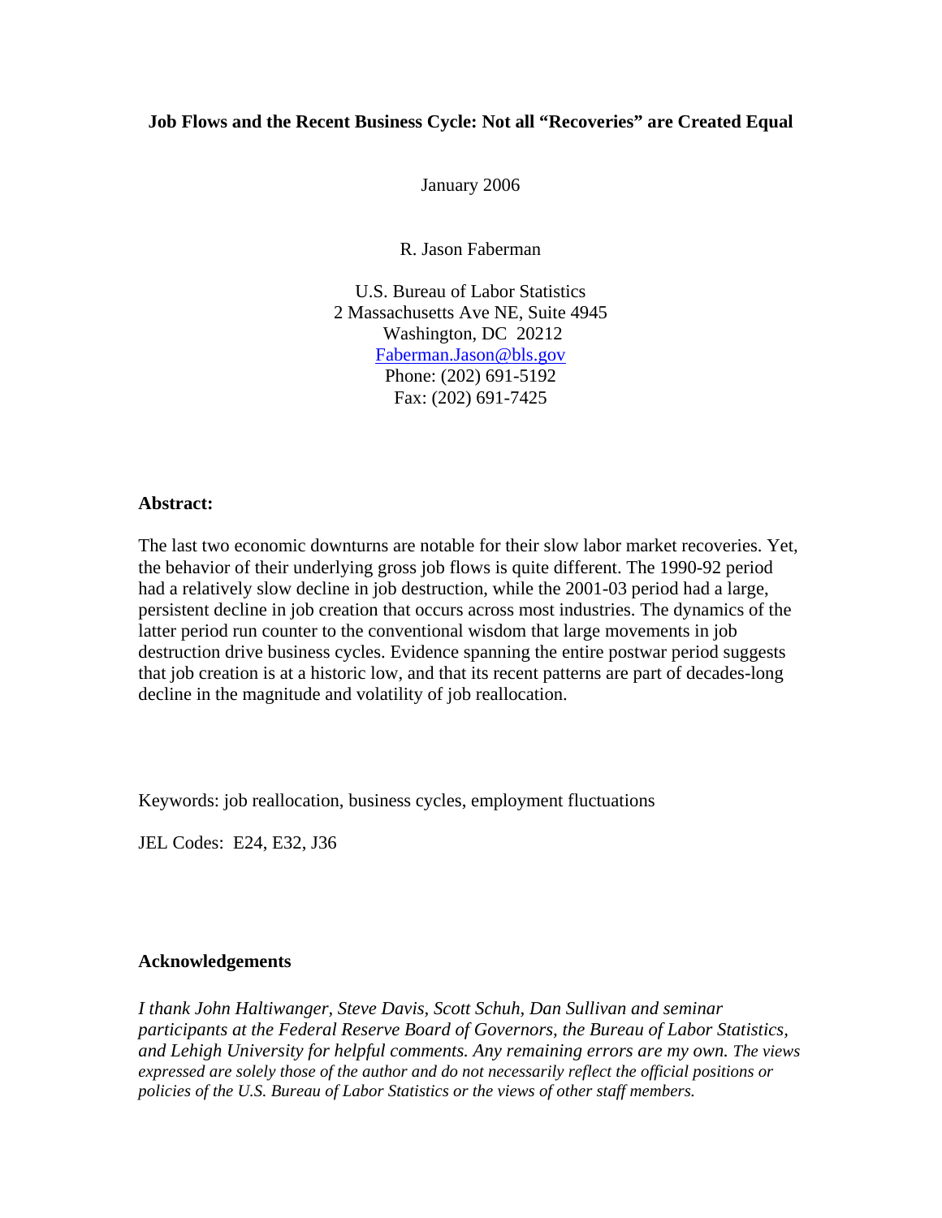**Job Flows and the Recent Business Cycle: Not all "Recoveries" are Created Equal**

January 2006

R. Jason Faberman

U.S. Bureau of Labor Statistics
2 Massachusetts Ave NE, Suite 4945
Washington, DC 20212
Faberman.Jason@bls.gov
Phone: (202) 691-5192
Fax: (202) 691-7425

**Abstract:**

The last two economic downturns are notable for their slow labor market recoveries. Yet, the behavior of their underlying gross job flows is quite different. The 1990-92 period had a relatively slow decline in job destruction, while the 2001-03 period had a large, persistent decline in job creation that occurs across most industries. The dynamics of the latter period run counter to the conventional wisdom that large movements in job destruction drive business cycles. Evidence spanning the entire postwar period suggests that job creation is at a historic low, and that its recent patterns are part of decades-long decline in the magnitude and volatility of job reallocation.

Keywords: job reallocation, business cycles, employment fluctuations

JEL Codes: E24, E32, J36

**Acknowledgements**

*I thank John Haltiwanger, Steve Davis, Scott Schuh, Dan Sullivan and seminar participants at the Federal Reserve Board of Governors, the Bureau of Labor Statistics, and Lehigh University for helpful comments. Any remaining errors are my own. The views expressed are solely those of the author and do not necessarily reflect the official positions or policies of the U.S. Bureau of Labor Statistics or the views of other staff members.*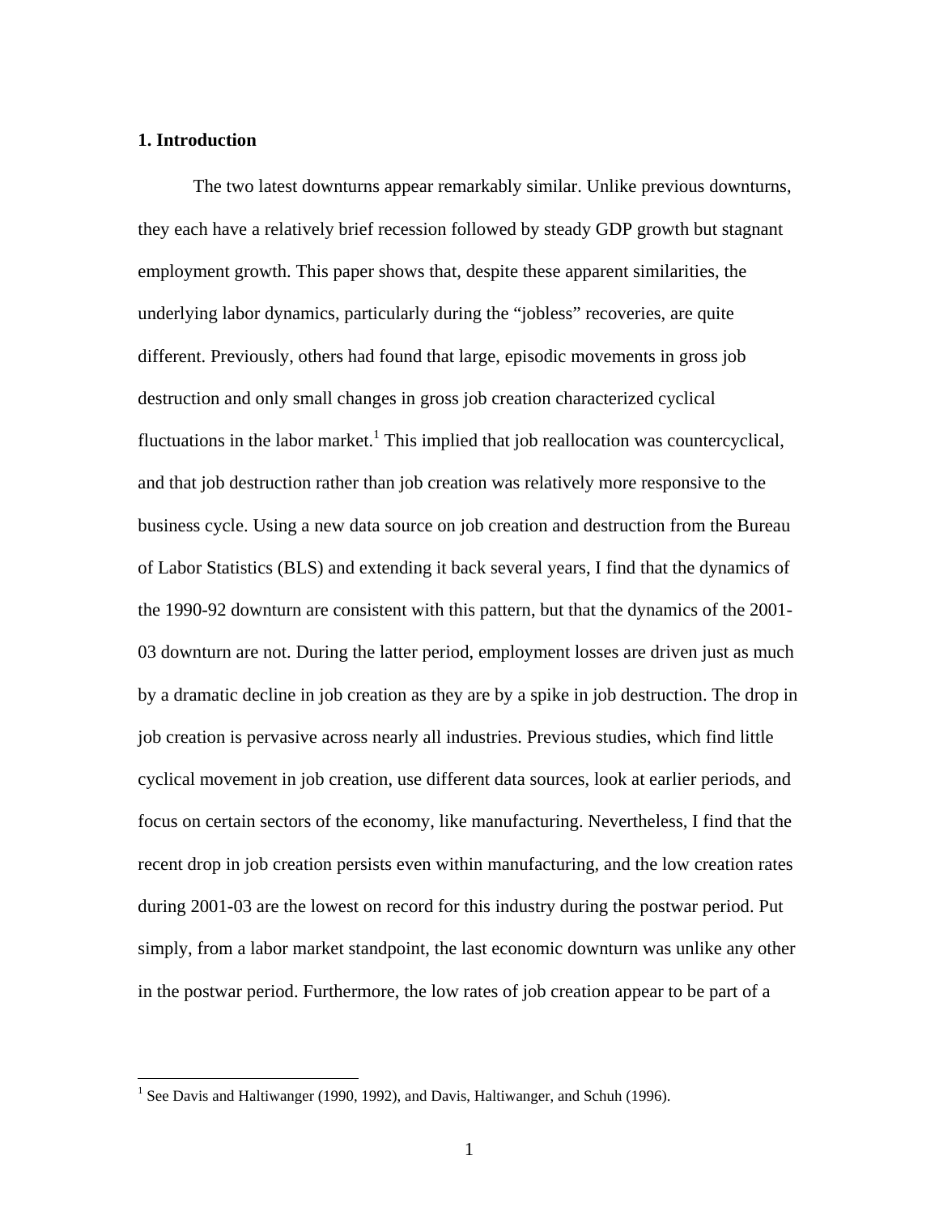## 1. Introduction

The two latest downturns appear remarkably similar. Unlike previous downturns, they each have a relatively brief recession followed by steady GDP growth but stagnant employment growth. This paper shows that, despite these apparent similarities, the underlying labor dynamics, particularly during the "jobless" recoveries, are quite different. Previously, others had found that large, episodic movements in gross job destruction and only small changes in gross job creation characterized cyclical fluctuations in the labor market.[1] This implied that job reallocation was countercyclical, and that job destruction rather than job creation was relatively more responsive to the business cycle. Using a new data source on job creation and destruction from the Bureau of Labor Statistics (BLS) and extending it back several years, I find that the dynamics of the 1990-92 downturn are consistent with this pattern, but that the dynamics of the 2001-03 downturn are not. During the latter period, employment losses are driven just as much by a dramatic decline in job creation as they are by a spike in job destruction. The drop in job creation is pervasive across nearly all industries. Previous studies, which find little cyclical movement in job creation, use different data sources, look at earlier periods, and focus on certain sectors of the economy, like manufacturing. Nevertheless, I find that the recent drop in job creation persists even within manufacturing, and the low creation rates during 2001-03 are the lowest on record for this industry during the postwar period. Put simply, from a labor market standpoint, the last economic downturn was unlike any other in the postwar period. Furthermore, the low rates of job creation appear to be part of a

---

[1] See Davis and Haltiwanger (1990, 1992), and Davis, Haltiwanger, and Schuh (1996).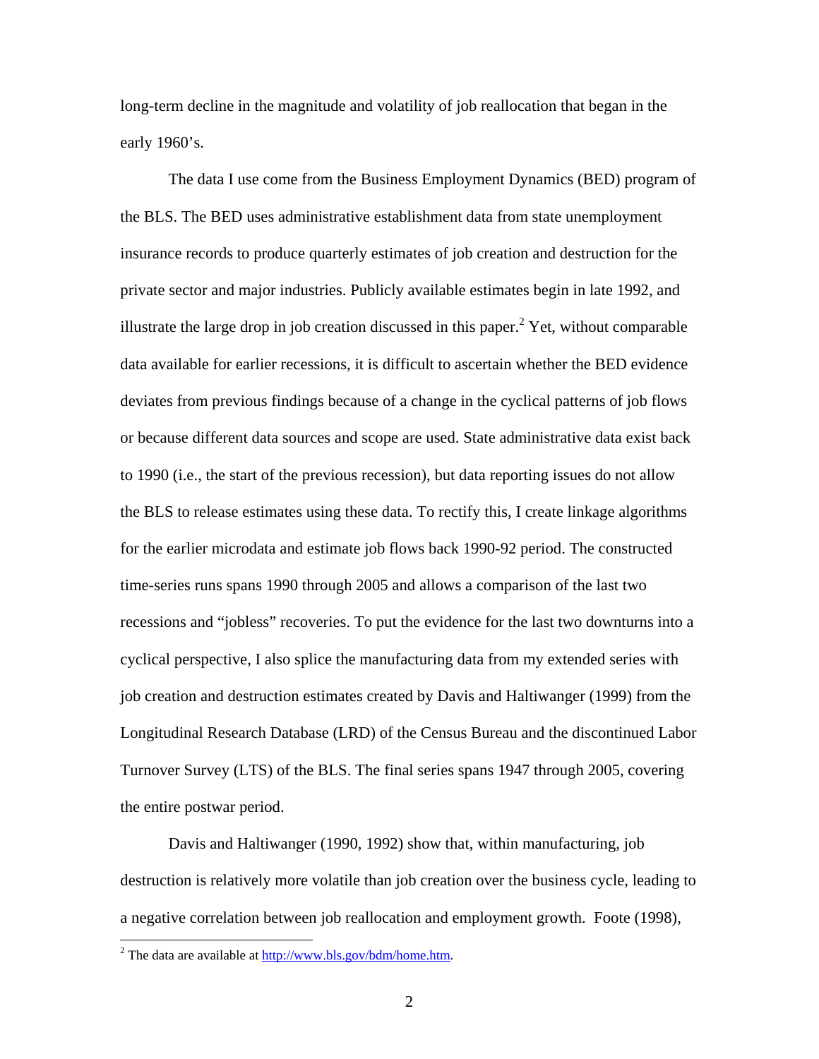long-term decline in the magnitude and volatility of job reallocation that began in the early 1960's.

The data I use come from the Business Employment Dynamics (BED) program of the BLS. The BED uses administrative establishment data from state unemployment insurance records to produce quarterly estimates of job creation and destruction for the private sector and major industries. Publicly available estimates begin in late 1992, and illustrate the large drop in job creation discussed in this paper.[2] Yet, without comparable data available for earlier recessions, it is difficult to ascertain whether the BED evidence deviates from previous findings because of a change in the cyclical patterns of job flows or because different data sources and scope are used. State administrative data exist back to 1990 (i.e., the start of the previous recession), but data reporting issues do not allow the BLS to release estimates using these data. To rectify this, I create linkage algorithms for the earlier microdata and estimate job flows back 1990-92 period. The constructed time-series runs spans 1990 through 2005 and allows a comparison of the last two recessions and "jobless" recoveries. To put the evidence for the last two downturns into a cyclical perspective, I also splice the manufacturing data from my extended series with job creation and destruction estimates created by Davis and Haltiwanger (1999) from the Longitudinal Research Database (LRD) of the Census Bureau and the discontinued Labor Turnover Survey (LTS) of the BLS. The final series spans 1947 through 2005, covering the entire postwar period.

Davis and Haltiwanger (1990, 1992) show that, within manufacturing, job destruction is relatively more volatile than job creation over the business cycle, leading to a negative correlation between job reallocation and employment growth. Foote (1998),

[2] The data are available at http://www.bls.gov/bdm/home.htm.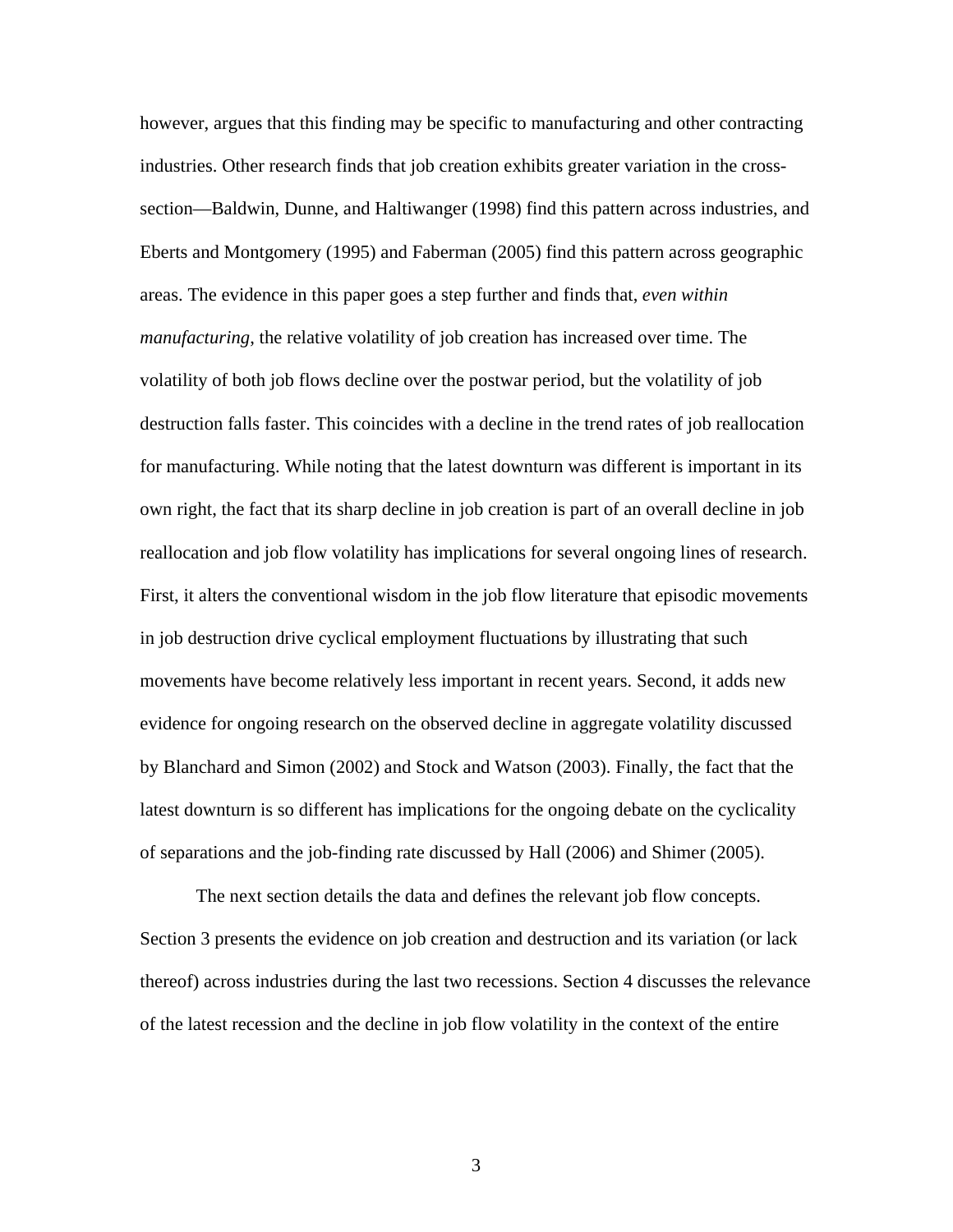however, argues that this finding may be specific to manufacturing and other contracting industries. Other research finds that job creation exhibits greater variation in the cross-section—Baldwin, Dunne, and Haltiwanger (1998) find this pattern across industries, and Eberts and Montgomery (1995) and Faberman (2005) find this pattern across geographic areas. The evidence in this paper goes a step further and finds that, *even within manufacturing*, the relative volatility of job creation has increased over time. The volatility of both job flows decline over the postwar period, but the volatility of job destruction falls faster. This coincides with a decline in the trend rates of job reallocation for manufacturing. While noting that the latest downturn was different is important in its own right, the fact that its sharp decline in job creation is part of an overall decline in job reallocation and job flow volatility has implications for several ongoing lines of research. First, it alters the conventional wisdom in the job flow literature that episodic movements in job destruction drive cyclical employment fluctuations by illustrating that such movements have become relatively less important in recent years. Second, it adds new evidence for ongoing research on the observed decline in aggregate volatility discussed by Blanchard and Simon (2002) and Stock and Watson (2003). Finally, the fact that the latest downturn is so different has implications for the ongoing debate on the cyclicality of separations and the job-finding rate discussed by Hall (2006) and Shimer (2005).

The next section details the data and defines the relevant job flow concepts. Section 3 presents the evidence on job creation and destruction and its variation (or lack thereof) across industries during the last two recessions. Section 4 discusses the relevance of the latest recession and the decline in job flow volatility in the context of the entire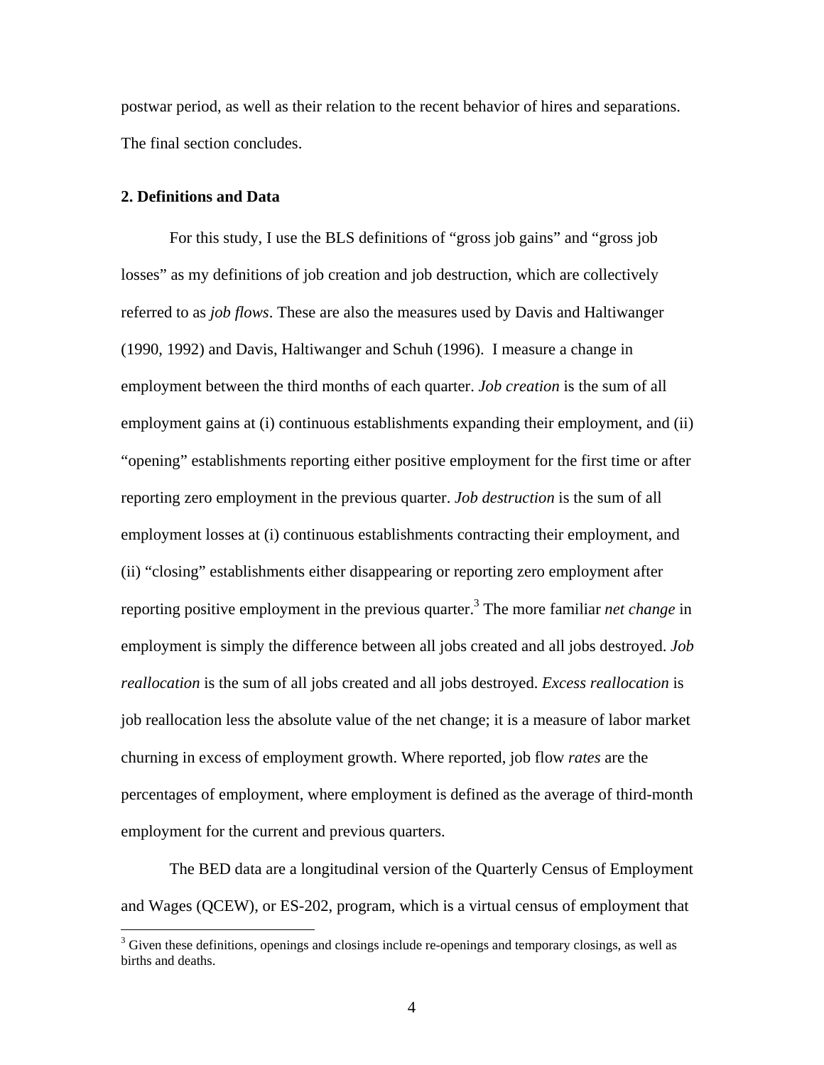postwar period, as well as their relation to the recent behavior of hires and separations. The final section concludes.

## 2. Definitions and Data

For this study, I use the BLS definitions of "gross job gains" and "gross job losses" as my definitions of job creation and job destruction, which are collectively referred to as *job flows*. These are also the measures used by Davis and Haltiwanger (1990, 1992) and Davis, Haltiwanger and Schuh (1996). I measure a change in employment between the third months of each quarter. *Job creation* is the sum of all employment gains at (i) continuous establishments expanding their employment, and (ii) "opening" establishments reporting either positive employment for the first time or after reporting zero employment in the previous quarter. *Job destruction* is the sum of all employment losses at (i) continuous establishments contracting their employment, and (ii) "closing" establishments either disappearing or reporting zero employment after reporting positive employment in the previous quarter.[3] The more familiar *net change* in employment is simply the difference between all jobs created and all jobs destroyed. *Job reallocation* is the sum of all jobs created and all jobs destroyed. *Excess reallocation* is job reallocation less the absolute value of the net change; it is a measure of labor market churning in excess of employment growth. Where reported, job flow *rates* are the percentages of employment, where employment is defined as the average of third-month employment for the current and previous quarters.

The BED data are a longitudinal version of the Quarterly Census of Employment and Wages (QCEW), or ES-202, program, which is a virtual census of employment that

[3] Given these definitions, openings and closings include re-openings and temporary closings, as well as births and deaths.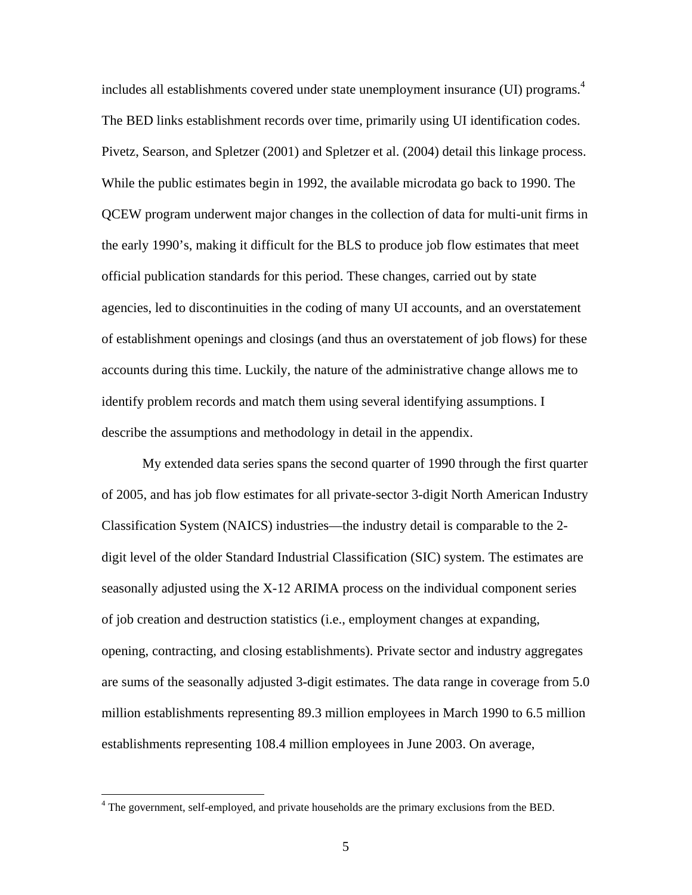includes all establishments covered under state unemployment insurance (UI) programs.[4] The BED links establishment records over time, primarily using UI identification codes. Pivetz, Searson, and Spletzer (2001) and Spletzer et al. (2004) detail this linkage process. While the public estimates begin in 1992, the available microdata go back to 1990. The QCEW program underwent major changes in the collection of data for multi-unit firms in the early 1990's, making it difficult for the BLS to produce job flow estimates that meet official publication standards for this period. These changes, carried out by state agencies, led to discontinuities in the coding of many UI accounts, and an overstatement of establishment openings and closings (and thus an overstatement of job flows) for these accounts during this time. Luckily, the nature of the administrative change allows me to identify problem records and match them using several identifying assumptions. I describe the assumptions and methodology in detail in the appendix.

My extended data series spans the second quarter of 1990 through the first quarter of 2005, and has job flow estimates for all private-sector 3-digit North American Industry Classification System (NAICS) industries—the industry detail is comparable to the 2-digit level of the older Standard Industrial Classification (SIC) system. The estimates are seasonally adjusted using the X-12 ARIMA process on the individual component series of job creation and destruction statistics (i.e., employment changes at expanding, opening, contracting, and closing establishments). Private sector and industry aggregates are sums of the seasonally adjusted 3-digit estimates. The data range in coverage from 5.0 million establishments representing 89.3 million employees in March 1990 to 6.5 million establishments representing 108.4 million employees in June 2003. On average,

[4] The government, self-employed, and private households are the primary exclusions from the BED.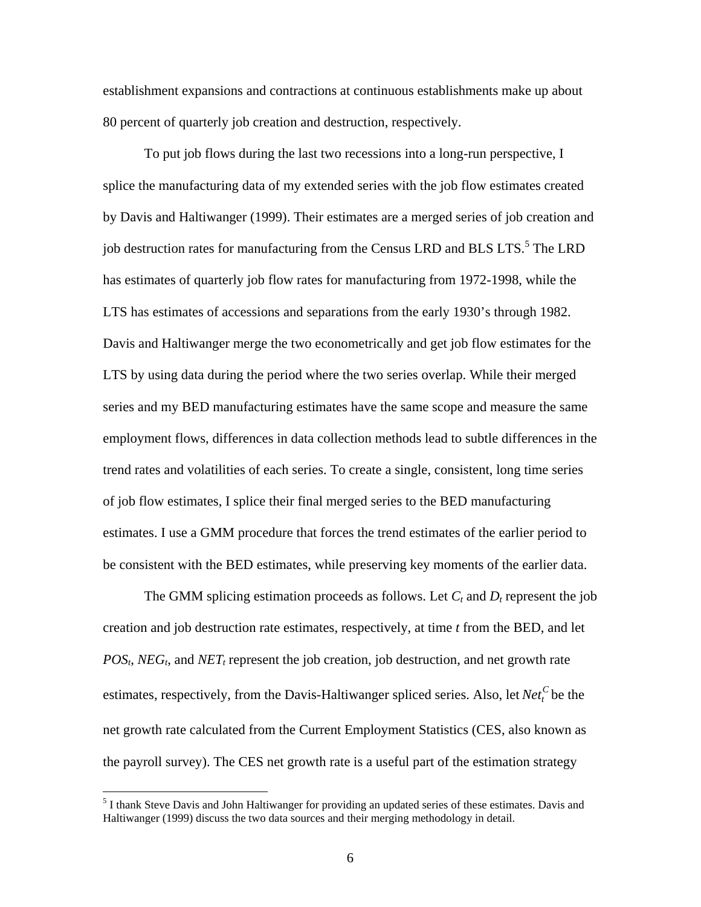establishment expansions and contractions at continuous establishments make up about 80 percent of quarterly job creation and destruction, respectively.

To put job flows during the last two recessions into a long-run perspective, I splice the manufacturing data of my extended series with the job flow estimates created by Davis and Haltiwanger (1999). Their estimates are a merged series of job creation and job destruction rates for manufacturing from the Census LRD and BLS LTS.[5] The LRD has estimates of quarterly job flow rates for manufacturing from 1972-1998, while the LTS has estimates of accessions and separations from the early 1930's through 1982. Davis and Haltiwanger merge the two econometrically and get job flow estimates for the LTS by using data during the period where the two series overlap. While their merged series and my BED manufacturing estimates have the same scope and measure the same employment flows, differences in data collection methods lead to subtle differences in the trend rates and volatilities of each series. To create a single, consistent, long time series of job flow estimates, I splice their final merged series to the BED manufacturing estimates. I use a GMM procedure that forces the trend estimates of the earlier period to be consistent with the BED estimates, while preserving key moments of the earlier data.

The GMM splicing estimation proceeds as follows. Let $C_t$ and $D_t$ represent the job creation and job destruction rate estimates, respectively, at time $t$ from the BED, and let $POS_t$, $NEG_t$, and $NET_t$ represent the job creation, job destruction, and net growth rate estimates, respectively, from the Davis-Haltiwanger spliced series. Also, let $Net_t^C$ be the net growth rate calculated from the Current Employment Statistics (CES, also known as the payroll survey). The CES net growth rate is a useful part of the estimation strategy

[5] I thank Steve Davis and John Haltiwanger for providing an updated series of these estimates. Davis and Haltiwanger (1999) discuss the two data sources and their merging methodology in detail.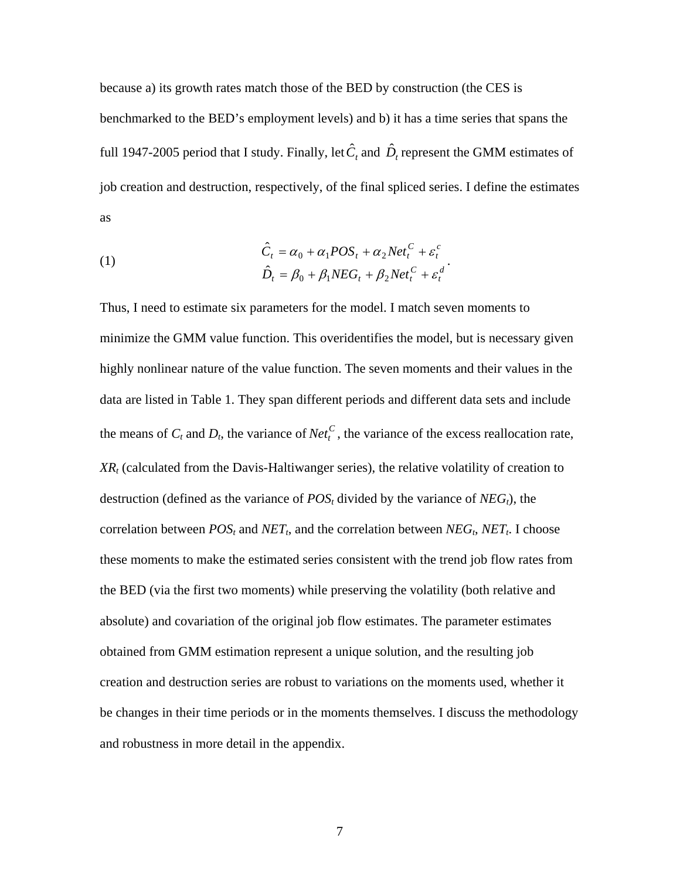because a) its growth rates match those of the BED by construction (the CES is benchmarked to the BED's employment levels) and b) it has a time series that spans the full 1947-2005 period that I study. Finally, let $\hat{C}_t$ and $\hat{D}_t$ represent the GMM estimates of job creation and destruction, respectively, of the final spliced series. I define the estimates as

$$
\begin{aligned}
\hat{C}_t &= \alpha_0 + \alpha_1 POS_t + \alpha_2 Net_t^C + \varepsilon_t^c \\
\hat{D}_t &= \beta_0 + \beta_1 NEG_t + \beta_2 Net_t^C + \varepsilon_t^d
\end{aligned}
\quad (1)
$$

Thus, I need to estimate six parameters for the model. I match seven moments to minimize the GMM value function. This overidentifies the model, but is necessary given highly nonlinear nature of the value function. The seven moments and their values in the data are listed in Table 1. They span different periods and different data sets and include the means of $C_t$ and $D_t$, the variance of $Net_t^C$, the variance of the excess reallocation rate, $XR_t$ (calculated from the Davis-Haltiwanger series), the relative volatility of creation to destruction (defined as the variance of $POS_t$ divided by the variance of $NEG_t$), the correlation between $POS_t$ and $NET_t$, and the correlation between $NEG_t$, $NET_t$. I choose these moments to make the estimated series consistent with the trend job flow rates from the BED (via the first two moments) while preserving the volatility (both relative and absolute) and covariation of the original job flow estimates. The parameter estimates obtained from GMM estimation represent a unique solution, and the resulting job creation and destruction series are robust to variations on the moments used, whether it be changes in their time periods or in the moments themselves. I discuss the methodology and robustness in more detail in the appendix.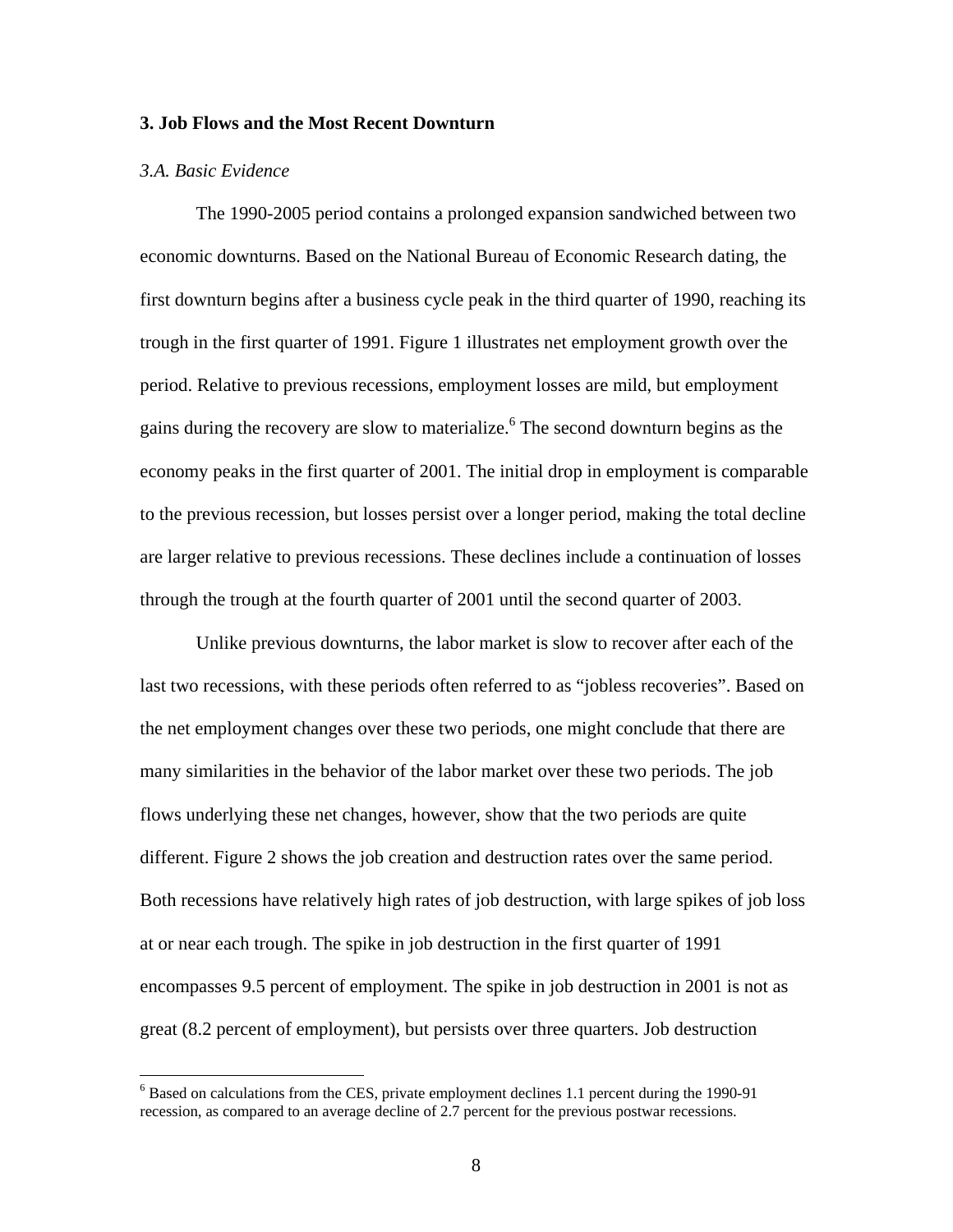## 3. Job Flows and the Most Recent Downturn

### *3.A. Basic Evidence*

The 1990-2005 period contains a prolonged expansion sandwiched between two economic downturns. Based on the National Bureau of Economic Research dating, the first downturn begins after a business cycle peak in the third quarter of 1990, reaching its trough in the first quarter of 1991. Figure 1 illustrates net employment growth over the period. Relative to previous recessions, employment losses are mild, but employment gains during the recovery are slow to materialize.[6] The second downturn begins as the economy peaks in the first quarter of 2001. The initial drop in employment is comparable to the previous recession, but losses persist over a longer period, making the total decline are larger relative to previous recessions. These declines include a continuation of losses through the trough at the fourth quarter of 2001 until the second quarter of 2003.

Unlike previous downturns, the labor market is slow to recover after each of the last two recessions, with these periods often referred to as "jobless recoveries". Based on the net employment changes over these two periods, one might conclude that there are many similarities in the behavior of the labor market over these two periods. The job flows underlying these net changes, however, show that the two periods are quite different. Figure 2 shows the job creation and destruction rates over the same period. Both recessions have relatively high rates of job destruction, with large spikes of job loss at or near each trough. The spike in job destruction in the first quarter of 1991 encompasses 9.5 percent of employment. The spike in job destruction in 2001 is not as great (8.2 percent of employment), but persists over three quarters. Job destruction

[6] Based on calculations from the CES, private employment declines 1.1 percent during the 1990-91 recession, as compared to an average decline of 2.7 percent for the previous postwar recessions.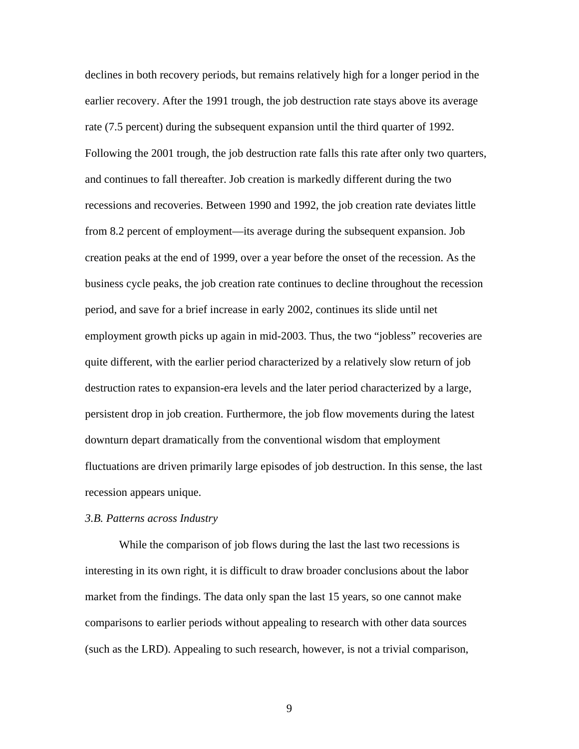declines in both recovery periods, but remains relatively high for a longer period in the earlier recovery. After the 1991 trough, the job destruction rate stays above its average rate (7.5 percent) during the subsequent expansion until the third quarter of 1992. Following the 2001 trough, the job destruction rate falls this rate after only two quarters, and continues to fall thereafter. Job creation is markedly different during the two recessions and recoveries. Between 1990 and 1992, the job creation rate deviates little from 8.2 percent of employment—its average during the subsequent expansion. Job creation peaks at the end of 1999, over a year before the onset of the recession. As the business cycle peaks, the job creation rate continues to decline throughout the recession period, and save for a brief increase in early 2002, continues its slide until net employment growth picks up again in mid-2003. Thus, the two "jobless" recoveries are quite different, with the earlier period characterized by a relatively slow return of job destruction rates to expansion-era levels and the later period characterized by a large, persistent drop in job creation. Furthermore, the job flow movements during the latest downturn depart dramatically from the conventional wisdom that employment fluctuations are driven primarily large episodes of job destruction. In this sense, the last recession appears unique.

### *3.B. Patterns across Industry*

While the comparison of job flows during the last the last two recessions is interesting in its own right, it is difficult to draw broader conclusions about the labor market from the findings. The data only span the last 15 years, so one cannot make comparisons to earlier periods without appealing to research with other data sources (such as the LRD). Appealing to such research, however, is not a trivial comparison,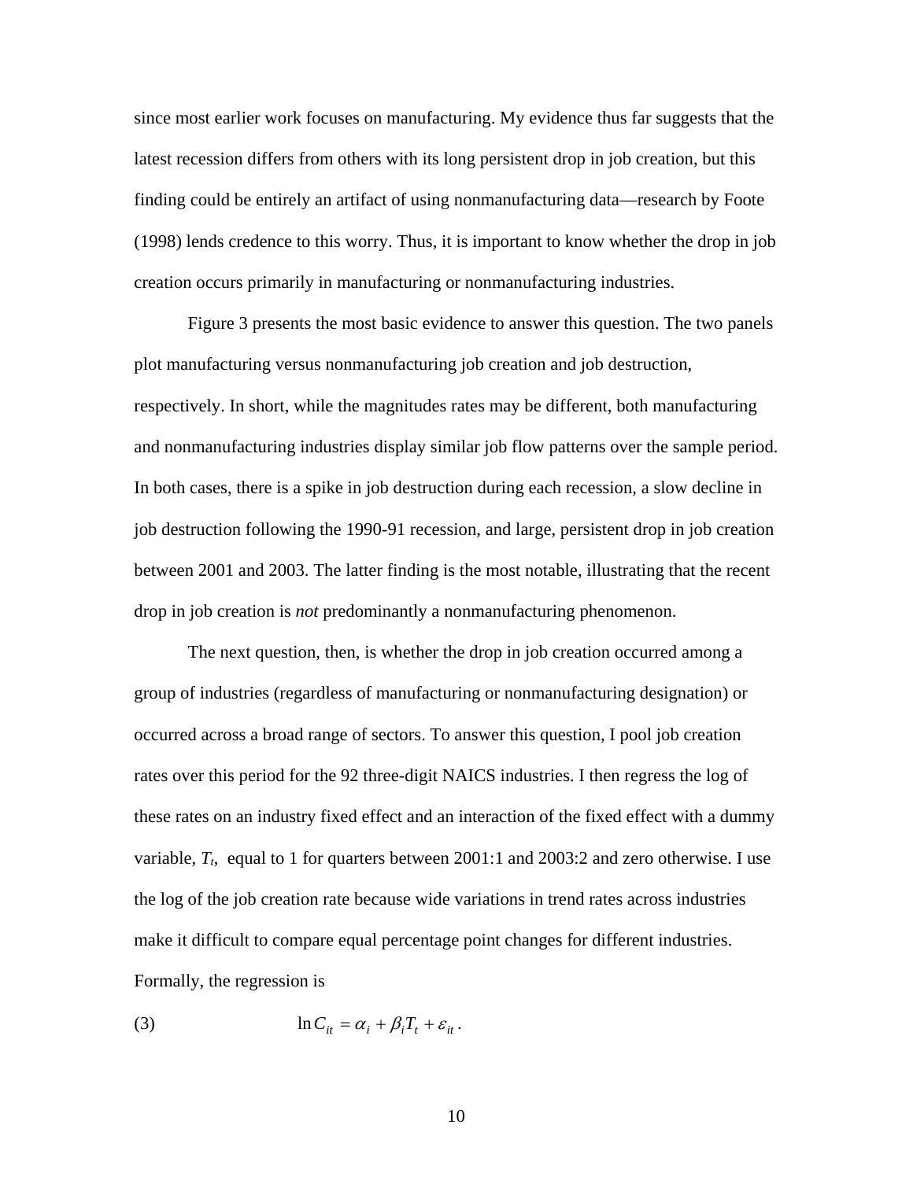since most earlier work focuses on manufacturing. My evidence thus far suggests that the latest recession differs from others with its long persistent drop in job creation, but this finding could be entirely an artifact of using nonmanufacturing data—research by Foote (1998) lends credence to this worry. Thus, it is important to know whether the drop in job creation occurs primarily in manufacturing or nonmanufacturing industries.

Figure 3 presents the most basic evidence to answer this question. The two panels plot manufacturing versus nonmanufacturing job creation and job destruction, respectively. In short, while the magnitudes rates may be different, both manufacturing and nonmanufacturing industries display similar job flow patterns over the sample period. In both cases, there is a spike in job destruction during each recession, a slow decline in job destruction following the 1990-91 recession, and large, persistent drop in job creation between 2001 and 2003. The latter finding is the most notable, illustrating that the recent drop in job creation is *not* predominantly a nonmanufacturing phenomenon.

The next question, then, is whether the drop in job creation occurred among a group of industries (regardless of manufacturing or nonmanufacturing designation) or occurred across a broad range of sectors. To answer this question, I pool job creation rates over this period for the 92 three-digit NAICS industries. I then regress the log of these rates on an industry fixed effect and an interaction of the fixed effect with a dummy variable, $T_t$, equal to 1 for quarters between 2001:1 and 2003:2 and zero otherwise. I use the log of the job creation rate because wide variations in trend rates across industries make it difficult to compare equal percentage point changes for different industries. Formally, the regression is

$$\ln C_{it} = \alpha_i + \beta_i T_t + \varepsilon_{it} . \tag{3}$$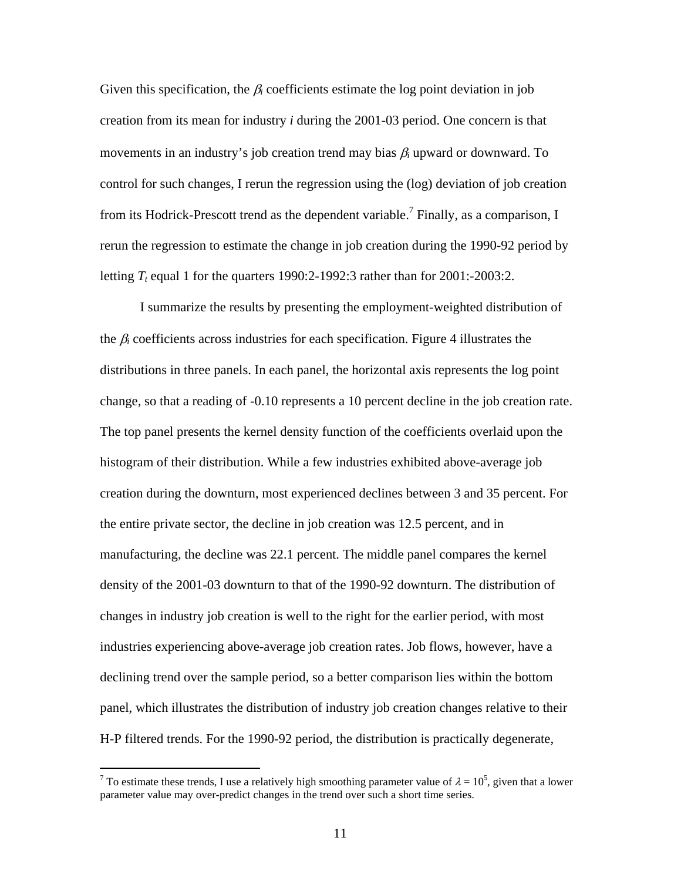Given this specification, the $\beta_i$ coefficients estimate the log point deviation in job creation from its mean for industry *i* during the 2001-03 period. One concern is that movements in an industry's job creation trend may bias $\beta_i$ upward or downward. To control for such changes, I rerun the regression using the (log) deviation of job creation from its Hodrick-Prescott trend as the dependent variable.[7] Finally, as a comparison, I rerun the regression to estimate the change in job creation during the 1990-92 period by letting $T_t$ equal 1 for the quarters 1990:2-1992:3 rather than for 2001:-2003:2.

I summarize the results by presenting the employment-weighted distribution of the $\beta_i$ coefficients across industries for each specification. Figure 4 illustrates the distributions in three panels. In each panel, the horizontal axis represents the log point change, so that a reading of -0.10 represents a 10 percent decline in the job creation rate. The top panel presents the kernel density function of the coefficients overlaid upon the histogram of their distribution. While a few industries exhibited above-average job creation during the downturn, most experienced declines between 3 and 35 percent. For the entire private sector, the decline in job creation was 12.5 percent, and in manufacturing, the decline was 22.1 percent. The middle panel compares the kernel density of the 2001-03 downturn to that of the 1990-92 downturn. The distribution of changes in industry job creation is well to the right for the earlier period, with most industries experiencing above-average job creation rates. Job flows, however, have a declining trend over the sample period, so a better comparison lies within the bottom panel, which illustrates the distribution of industry job creation changes relative to their H-P filtered trends. For the 1990-92 period, the distribution is practically degenerate,

[7] To estimate these trends, I use a relatively high smoothing parameter value of $\lambda = 10^5$, given that a lower parameter value may over-predict changes in the trend over such a short time series.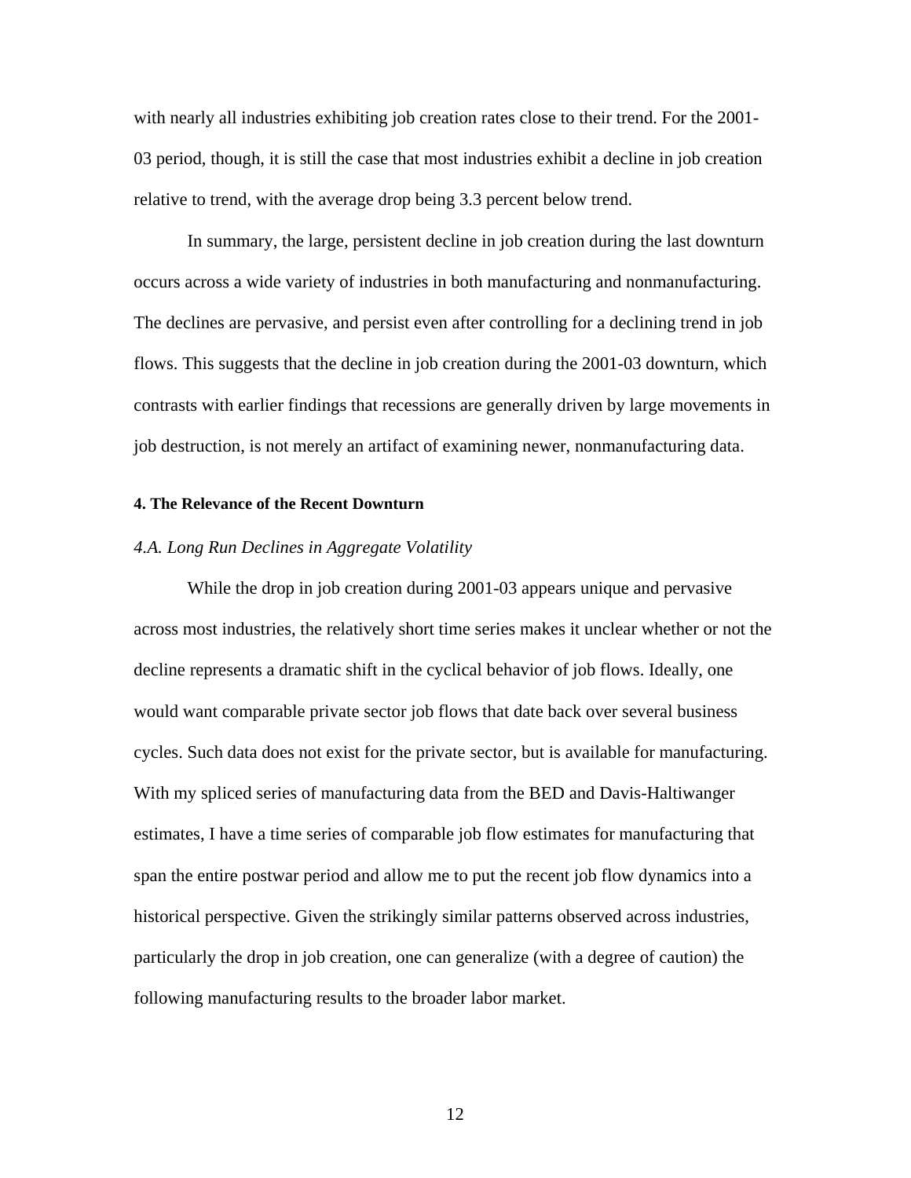with nearly all industries exhibiting job creation rates close to their trend. For the 2001-03 period, though, it is still the case that most industries exhibit a decline in job creation relative to trend, with the average drop being 3.3 percent below trend.

In summary, the large, persistent decline in job creation during the last downturn occurs across a wide variety of industries in both manufacturing and nonmanufacturing. The declines are pervasive, and persist even after controlling for a declining trend in job flows. This suggests that the decline in job creation during the 2001-03 downturn, which contrasts with earlier findings that recessions are generally driven by large movements in job destruction, is not merely an artifact of examining newer, nonmanufacturing data.

#### 4. The Relevance of the Recent Downturn

*4.A. Long Run Declines in Aggregate Volatility*

While the drop in job creation during 2001-03 appears unique and pervasive across most industries, the relatively short time series makes it unclear whether or not the decline represents a dramatic shift in the cyclical behavior of job flows. Ideally, one would want comparable private sector job flows that date back over several business cycles. Such data does not exist for the private sector, but is available for manufacturing. With my spliced series of manufacturing data from the BED and Davis-Haltiwanger estimates, I have a time series of comparable job flow estimates for manufacturing that span the entire postwar period and allow me to put the recent job flow dynamics into a historical perspective. Given the strikingly similar patterns observed across industries, particularly the drop in job creation, one can generalize (with a degree of caution) the following manufacturing results to the broader labor market.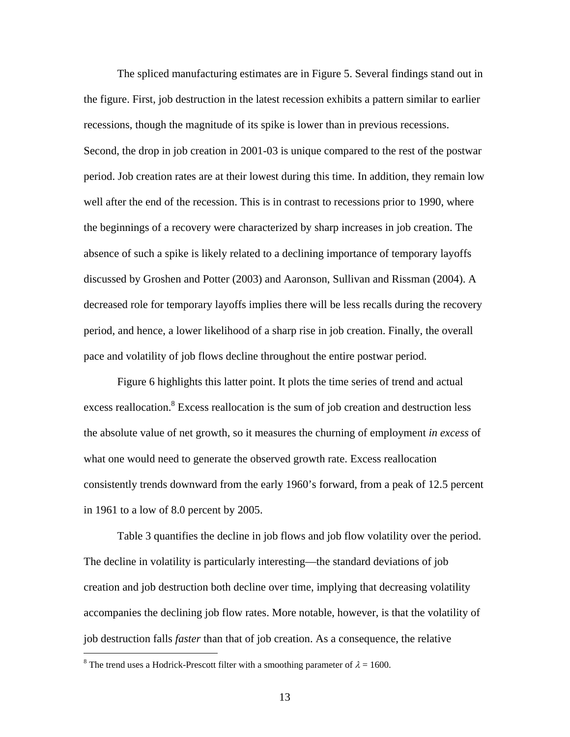The spliced manufacturing estimates are in Figure 5. Several findings stand out in the figure. First, job destruction in the latest recession exhibits a pattern similar to earlier recessions, though the magnitude of its spike is lower than in previous recessions. Second, the drop in job creation in 2001-03 is unique compared to the rest of the postwar period. Job creation rates are at their lowest during this time. In addition, they remain low well after the end of the recession. This is in contrast to recessions prior to 1990, where the beginnings of a recovery were characterized by sharp increases in job creation. The absence of such a spike is likely related to a declining importance of temporary layoffs discussed by Groshen and Potter (2003) and Aaronson, Sullivan and Rissman (2004). A decreased role for temporary layoffs implies there will be less recalls during the recovery period, and hence, a lower likelihood of a sharp rise in job creation. Finally, the overall pace and volatility of job flows decline throughout the entire postwar period.

Figure 6 highlights this latter point. It plots the time series of trend and actual excess reallocation.[8] Excess reallocation is the sum of job creation and destruction less the absolute value of net growth, so it measures the churning of employment *in excess* of what one would need to generate the observed growth rate. Excess reallocation consistently trends downward from the early 1960's forward, from a peak of 12.5 percent in 1961 to a low of 8.0 percent by 2005.

Table 3 quantifies the decline in job flows and job flow volatility over the period. The decline in volatility is particularly interesting—the standard deviations of job creation and job destruction both decline over time, implying that decreasing volatility accompanies the declining job flow rates. More notable, however, is that the volatility of job destruction falls *faster* than that of job creation. As a consequence, the relative

[8] The trend uses a Hodrick-Prescott filter with a smoothing parameter of $\lambda = 1600$.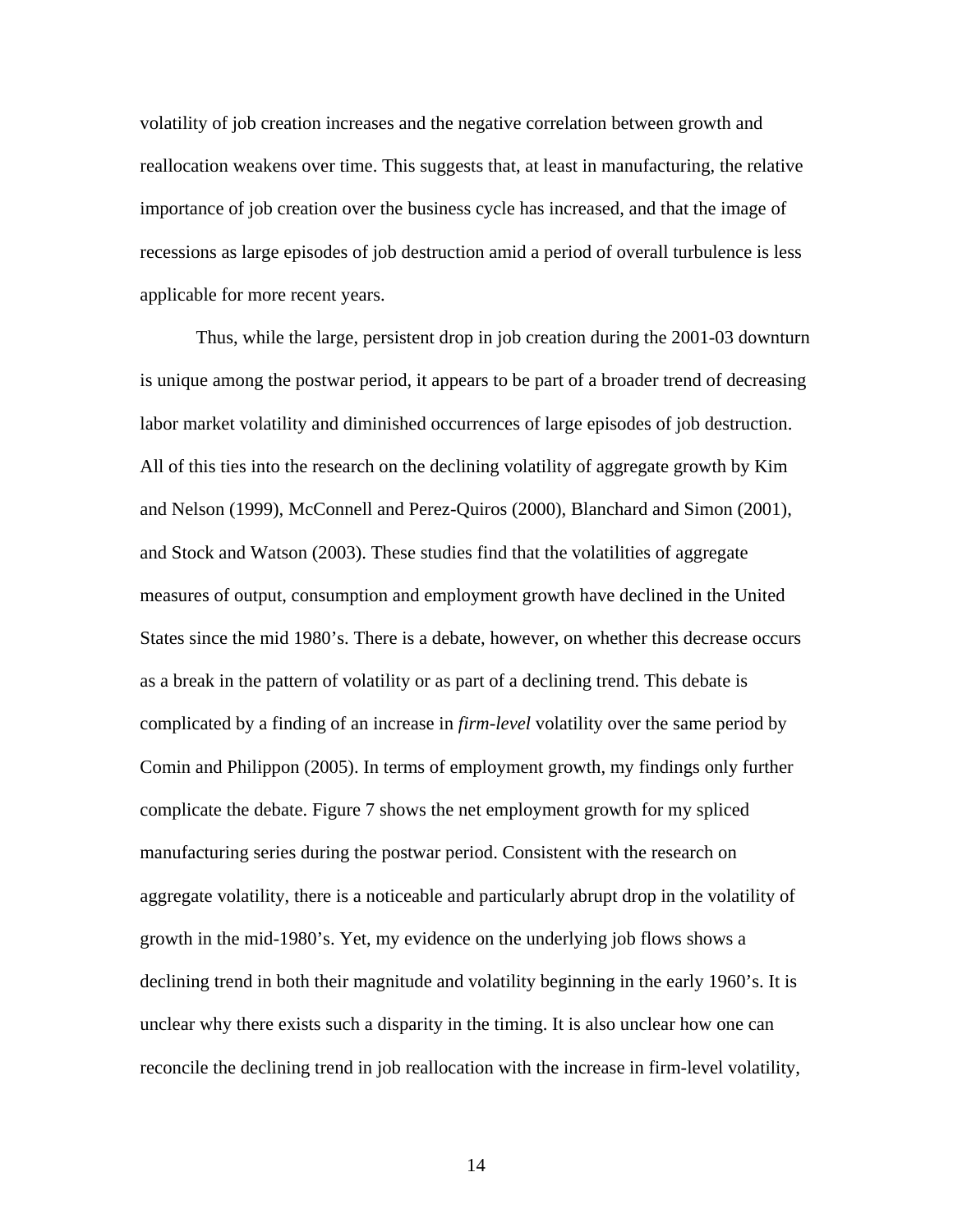volatility of job creation increases and the negative correlation between growth and reallocation weakens over time. This suggests that, at least in manufacturing, the relative importance of job creation over the business cycle has increased, and that the image of recessions as large episodes of job destruction amid a period of overall turbulence is less applicable for more recent years.

Thus, while the large, persistent drop in job creation during the 2001-03 downturn is unique among the postwar period, it appears to be part of a broader trend of decreasing labor market volatility and diminished occurrences of large episodes of job destruction. All of this ties into the research on the declining volatility of aggregate growth by Kim and Nelson (1999), McConnell and Perez-Quiros (2000), Blanchard and Simon (2001), and Stock and Watson (2003). These studies find that the volatilities of aggregate measures of output, consumption and employment growth have declined in the United States since the mid 1980's. There is a debate, however, on whether this decrease occurs as a break in the pattern of volatility or as part of a declining trend. This debate is complicated by a finding of an increase in *firm-level* volatility over the same period by Comin and Philippon (2005). In terms of employment growth, my findings only further complicate the debate. Figure 7 shows the net employment growth for my spliced manufacturing series during the postwar period. Consistent with the research on aggregate volatility, there is a noticeable and particularly abrupt drop in the volatility of growth in the mid-1980's. Yet, my evidence on the underlying job flows shows a declining trend in both their magnitude and volatility beginning in the early 1960's. It is unclear why there exists such a disparity in the timing. It is also unclear how one can reconcile the declining trend in job reallocation with the increase in firm-level volatility,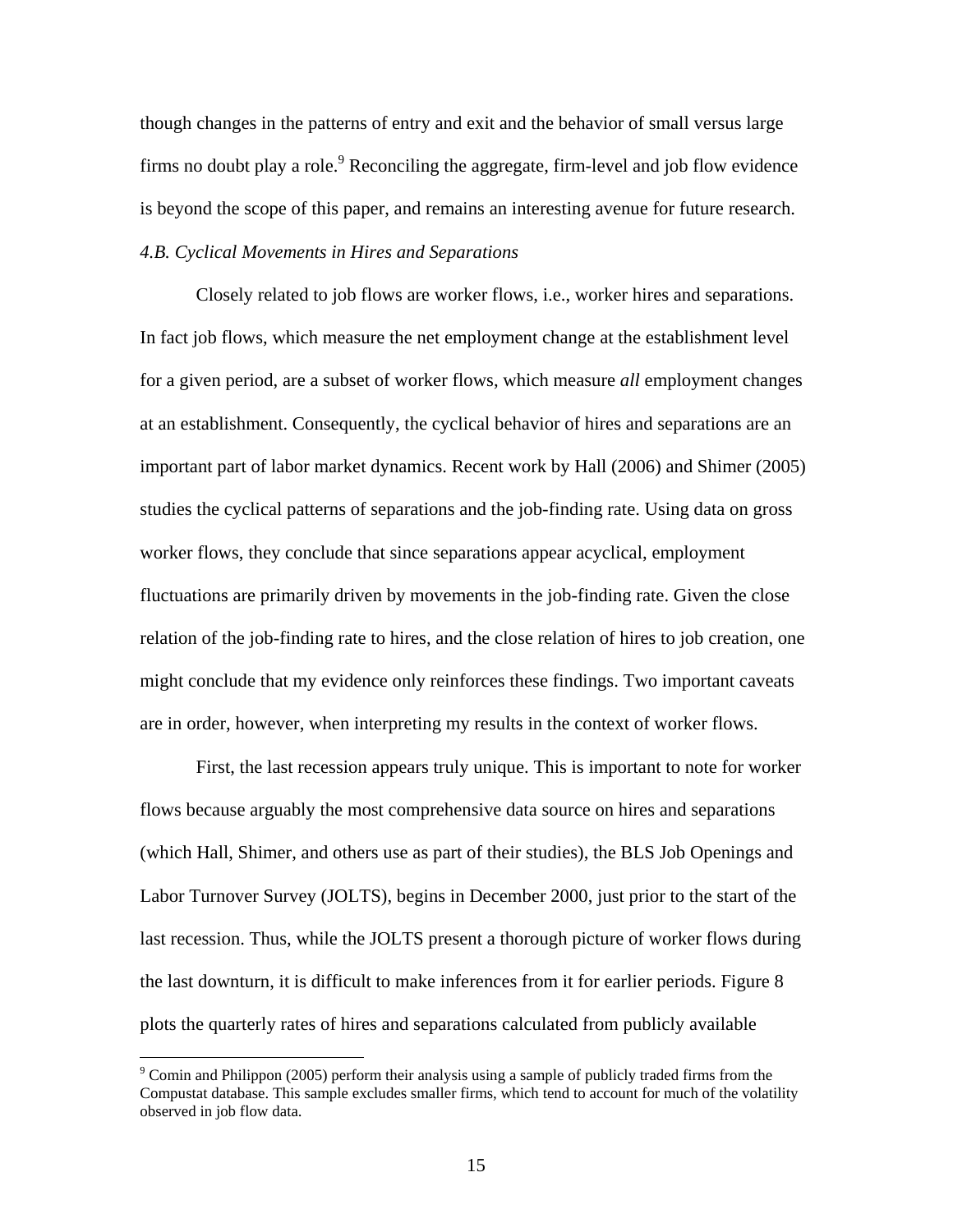though changes in the patterns of entry and exit and the behavior of small versus large firms no doubt play a role.[9] Reconciling the aggregate, firm-level and job flow evidence is beyond the scope of this paper, and remains an interesting avenue for future research.

### *4.B. Cyclical Movements in Hires and Separations*

Closely related to job flows are worker flows, i.e., worker hires and separations. In fact job flows, which measure the net employment change at the establishment level for a given period, are a subset of worker flows, which measure *all* employment changes at an establishment. Consequently, the cyclical behavior of hires and separations are an important part of labor market dynamics. Recent work by Hall (2006) and Shimer (2005) studies the cyclical patterns of separations and the job-finding rate. Using data on gross worker flows, they conclude that since separations appear acyclical, employment fluctuations are primarily driven by movements in the job-finding rate. Given the close relation of the job-finding rate to hires, and the close relation of hires to job creation, one might conclude that my evidence only reinforces these findings. Two important caveats are in order, however, when interpreting my results in the context of worker flows.

First, the last recession appears truly unique. This is important to note for worker flows because arguably the most comprehensive data source on hires and separations (which Hall, Shimer, and others use as part of their studies), the BLS Job Openings and Labor Turnover Survey (JOLTS), begins in December 2000, just prior to the start of the last recession. Thus, while the JOLTS present a thorough picture of worker flows during the last downturn, it is difficult to make inferences from it for earlier periods. Figure 8 plots the quarterly rates of hires and separations calculated from publicly available

[9] Comin and Philippon (2005) perform their analysis using a sample of publicly traded firms from the Compustat database. This sample excludes smaller firms, which tend to account for much of the volatility observed in job flow data.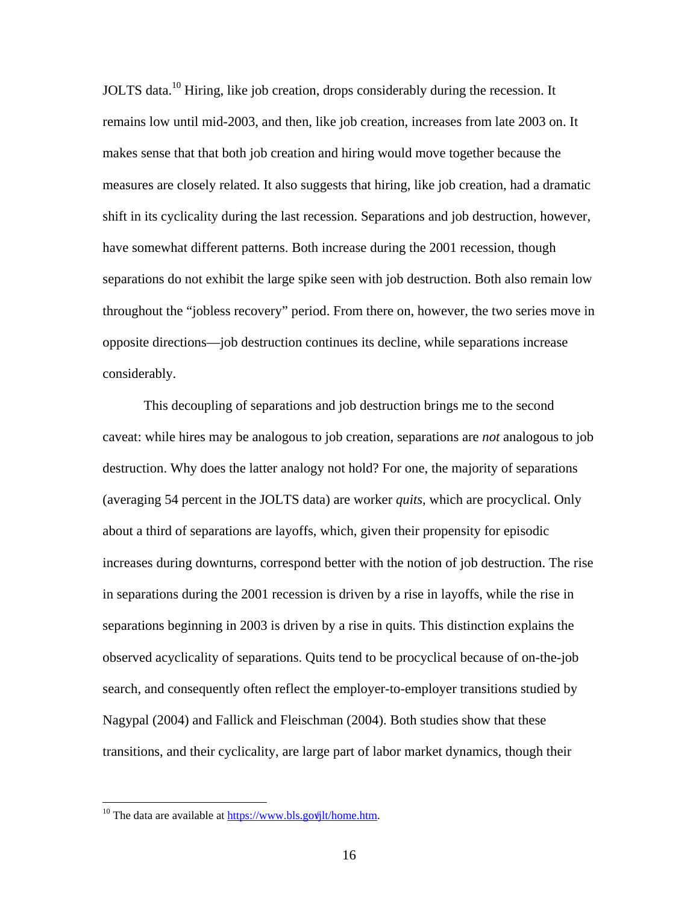JOLTS data.[10] Hiring, like job creation, drops considerably during the recession. It remains low until mid-2003, and then, like job creation, increases from late 2003 on. It makes sense that that both job creation and hiring would move together because the measures are closely related. It also suggests that hiring, like job creation, had a dramatic shift in its cyclicality during the last recession. Separations and job destruction, however, have somewhat different patterns. Both increase during the 2001 recession, though separations do not exhibit the large spike seen with job destruction. Both also remain low throughout the "jobless recovery" period. From there on, however, the two series move in opposite directions—job destruction continues its decline, while separations increase considerably.

This decoupling of separations and job destruction brings me to the second caveat: while hires may be analogous to job creation, separations are *not* analogous to job destruction. Why does the latter analogy not hold? For one, the majority of separations (averaging 54 percent in the JOLTS data) are worker *quits*, which are procyclical. Only about a third of separations are layoffs, which, given their propensity for episodic increases during downturns, correspond better with the notion of job destruction. The rise in separations during the 2001 recession is driven by a rise in layoffs, while the rise in separations beginning in 2003 is driven by a rise in quits. This distinction explains the observed acyclicality of separations. Quits tend to be procyclical because of on-the-job search, and consequently often reflect the employer-to-employer transitions studied by Nagypal (2004) and Fallick and Fleischman (2004). Both studies show that these transitions, and their cyclicality, are large part of labor market dynamics, though their

---

[10] The data are available at https://www.bls.gov/jlt/home.htm.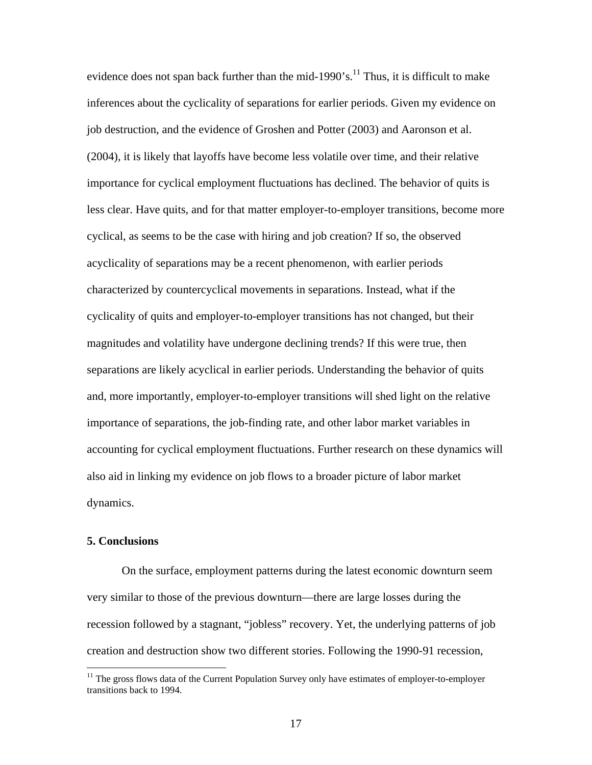evidence does not span back further than the mid-1990's.[11] Thus, it is difficult to make inferences about the cyclicality of separations for earlier periods. Given my evidence on job destruction, and the evidence of Groshen and Potter (2003) and Aaronson et al. (2004), it is likely that layoffs have become less volatile over time, and their relative importance for cyclical employment fluctuations has declined. The behavior of quits is less clear. Have quits, and for that matter employer-to-employer transitions, become more cyclical, as seems to be the case with hiring and job creation? If so, the observed acyclicality of separations may be a recent phenomenon, with earlier periods characterized by countercyclical movements in separations. Instead, what if the cyclicality of quits and employer-to-employer transitions has not changed, but their magnitudes and volatility have undergone declining trends? If this were true, then separations are likely acyclical in earlier periods. Understanding the behavior of quits and, more importantly, employer-to-employer transitions will shed light on the relative importance of separations, the job-finding rate, and other labor market variables in accounting for cyclical employment fluctuations. Further research on these dynamics will also aid in linking my evidence on job flows to a broader picture of labor market dynamics.

## 5. Conclusions

On the surface, employment patterns during the latest economic downturn seem very similar to those of the previous downturn—there are large losses during the recession followed by a stagnant, "jobless" recovery. Yet, the underlying patterns of job creation and destruction show two different stories. Following the 1990-91 recession,

[11] The gross flows data of the Current Population Survey only have estimates of employer-to-employer transitions back to 1994.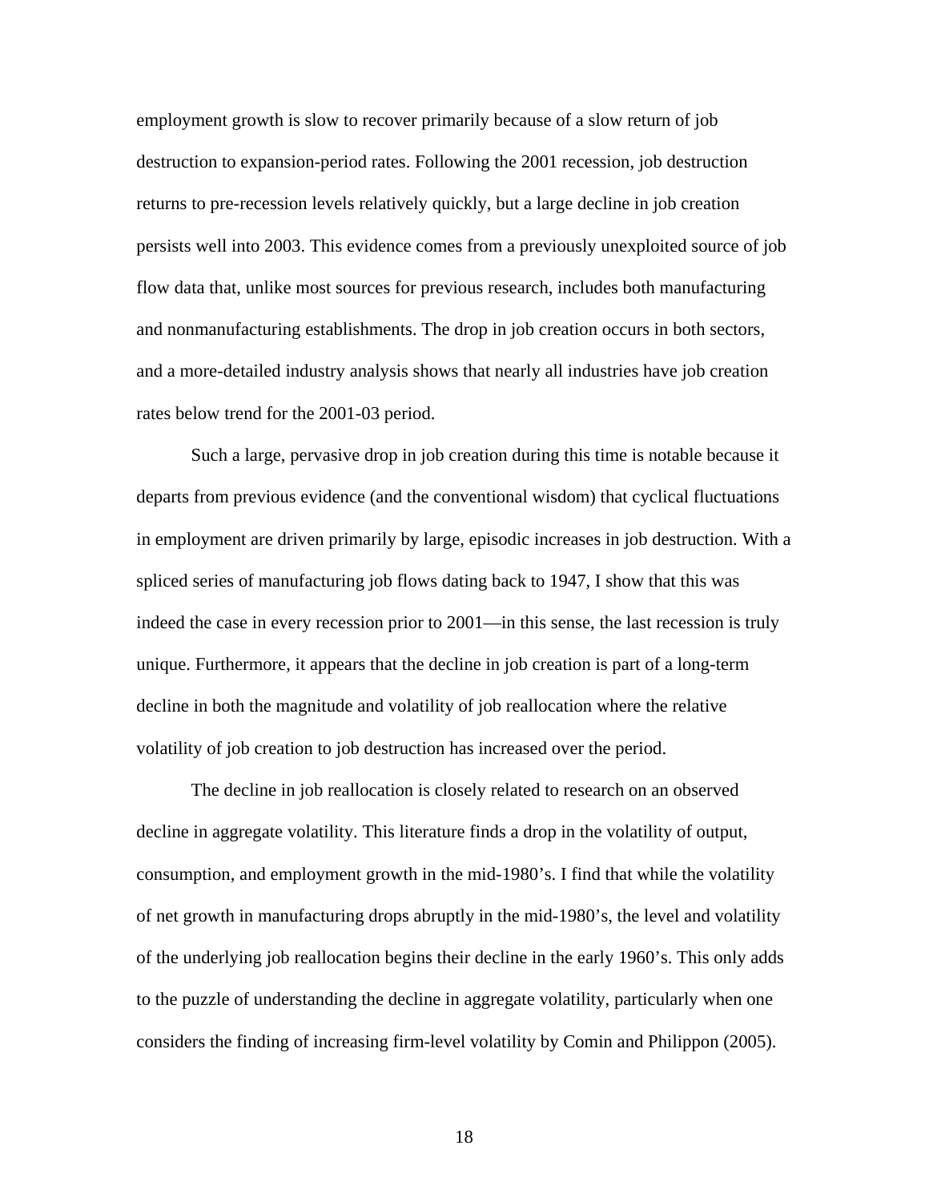employment growth is slow to recover primarily because of a slow return of job destruction to expansion-period rates. Following the 2001 recession, job destruction returns to pre-recession levels relatively quickly, but a large decline in job creation persists well into 2003. This evidence comes from a previously unexploited source of job flow data that, unlike most sources for previous research, includes both manufacturing and nonmanufacturing establishments. The drop in job creation occurs in both sectors, and a more-detailed industry analysis shows that nearly all industries have job creation rates below trend for the 2001-03 period.

Such a large, pervasive drop in job creation during this time is notable because it departs from previous evidence (and the conventional wisdom) that cyclical fluctuations in employment are driven primarily by large, episodic increases in job destruction. With a spliced series of manufacturing job flows dating back to 1947, I show that this was indeed the case in every recession prior to 2001—in this sense, the last recession is truly unique. Furthermore, it appears that the decline in job creation is part of a long-term decline in both the magnitude and volatility of job reallocation where the relative volatility of job creation to job destruction has increased over the period.

The decline in job reallocation is closely related to research on an observed decline in aggregate volatility. This literature finds a drop in the volatility of output, consumption, and employment growth in the mid-1980's. I find that while the volatility of net growth in manufacturing drops abruptly in the mid-1980's, the level and volatility of the underlying job reallocation begins their decline in the early 1960's. This only adds to the puzzle of understanding the decline in aggregate volatility, particularly when one considers the finding of increasing firm-level volatility by Comin and Philippon (2005).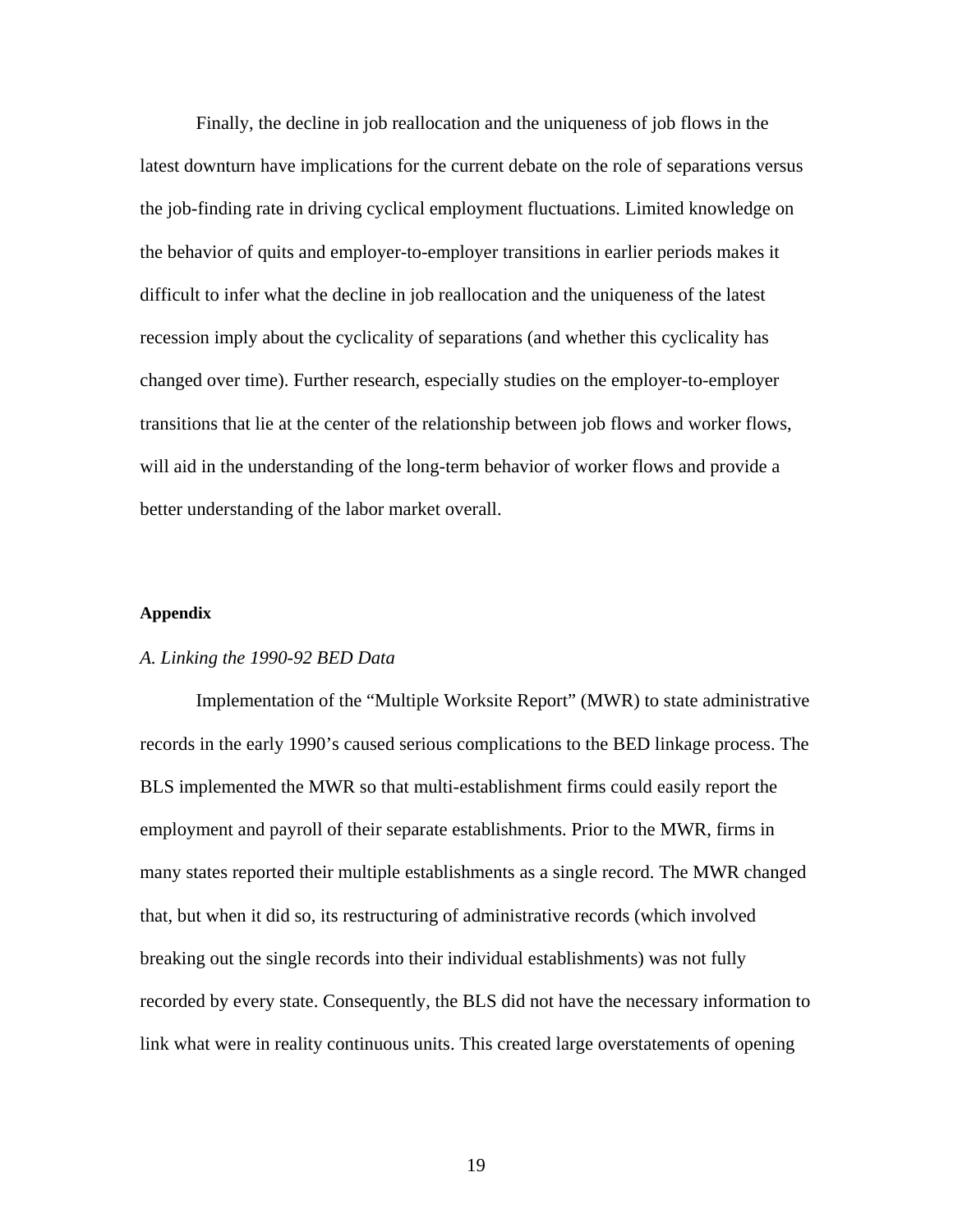Finally, the decline in job reallocation and the uniqueness of job flows in the latest downturn have implications for the current debate on the role of separations versus the job-finding rate in driving cyclical employment fluctuations. Limited knowledge on the behavior of quits and employer-to-employer transitions in earlier periods makes it difficult to infer what the decline in job reallocation and the uniqueness of the latest recession imply about the cyclicality of separations (and whether this cyclicality has changed over time). Further research, especially studies on the employer-to-employer transitions that lie at the center of the relationship between job flows and worker flows, will aid in the understanding of the long-term behavior of worker flows and provide a better understanding of the labor market overall.

## Appendix

### *A. Linking the 1990-92 BED Data*

Implementation of the "Multiple Worksite Report" (MWR) to state administrative records in the early 1990's caused serious complications to the BED linkage process. The BLS implemented the MWR so that multi-establishment firms could easily report the employment and payroll of their separate establishments. Prior to the MWR, firms in many states reported their multiple establishments as a single record. The MWR changed that, but when it did so, its restructuring of administrative records (which involved breaking out the single records into their individual establishments) was not fully recorded by every state. Consequently, the BLS did not have the necessary information to link what were in reality continuous units. This created large overstatements of opening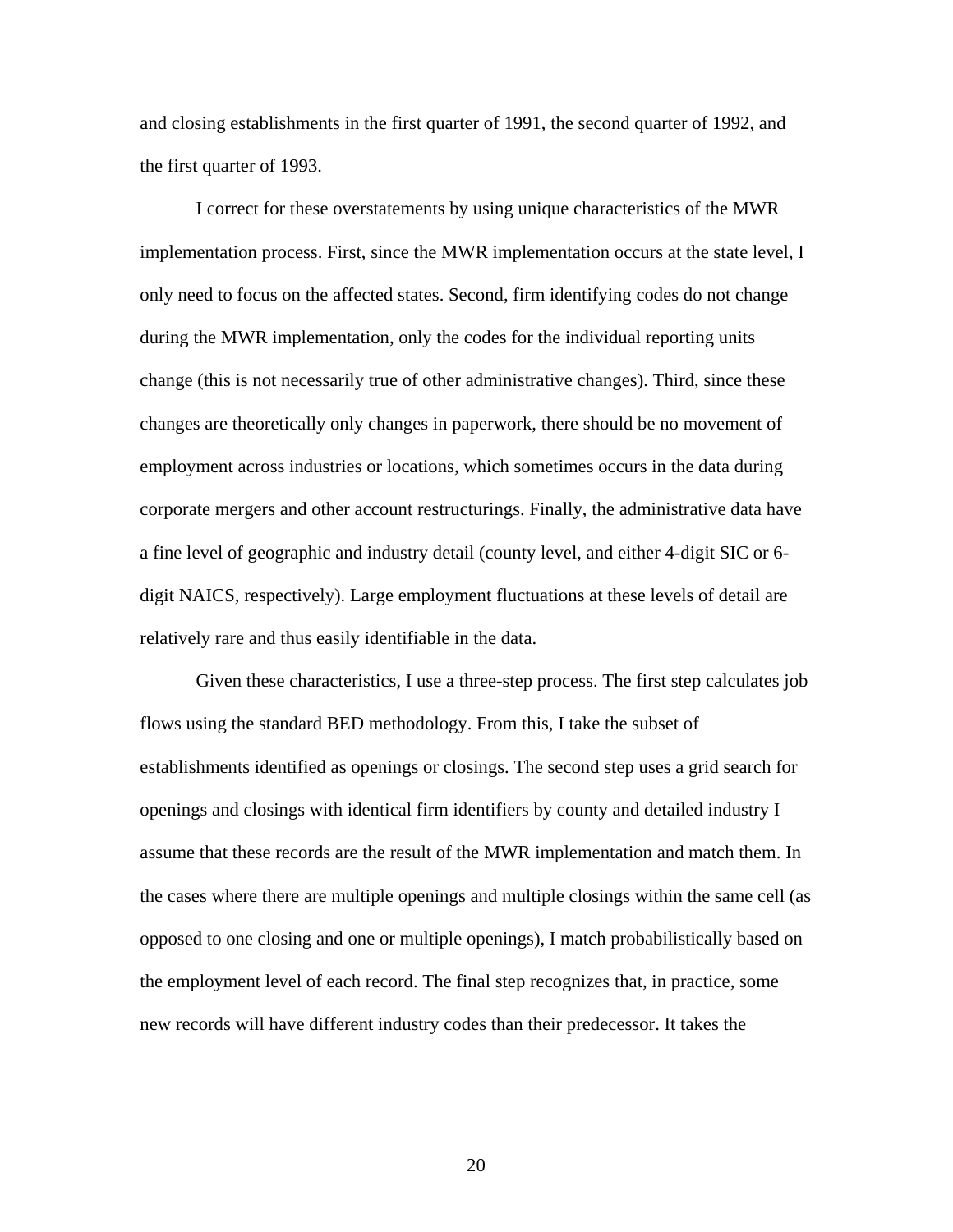and closing establishments in the first quarter of 1991, the second quarter of 1992, and the first quarter of 1993.

I correct for these overstatements by using unique characteristics of the MWR implementation process. First, since the MWR implementation occurs at the state level, I only need to focus on the affected states. Second, firm identifying codes do not change during the MWR implementation, only the codes for the individual reporting units change (this is not necessarily true of other administrative changes). Third, since these changes are theoretically only changes in paperwork, there should be no movement of employment across industries or locations, which sometimes occurs in the data during corporate mergers and other account restructurings. Finally, the administrative data have a fine level of geographic and industry detail (county level, and either 4-digit SIC or 6-digit NAICS, respectively). Large employment fluctuations at these levels of detail are relatively rare and thus easily identifiable in the data.

Given these characteristics, I use a three-step process. The first step calculates job flows using the standard BED methodology. From this, I take the subset of establishments identified as openings or closings. The second step uses a grid search for openings and closings with identical firm identifiers by county and detailed industry I assume that these records are the result of the MWR implementation and match them. In the cases where there are multiple openings and multiple closings within the same cell (as opposed to one closing and one or multiple openings), I match probabilistically based on the employment level of each record. The final step recognizes that, in practice, some new records will have different industry codes than their predecessor. It takes the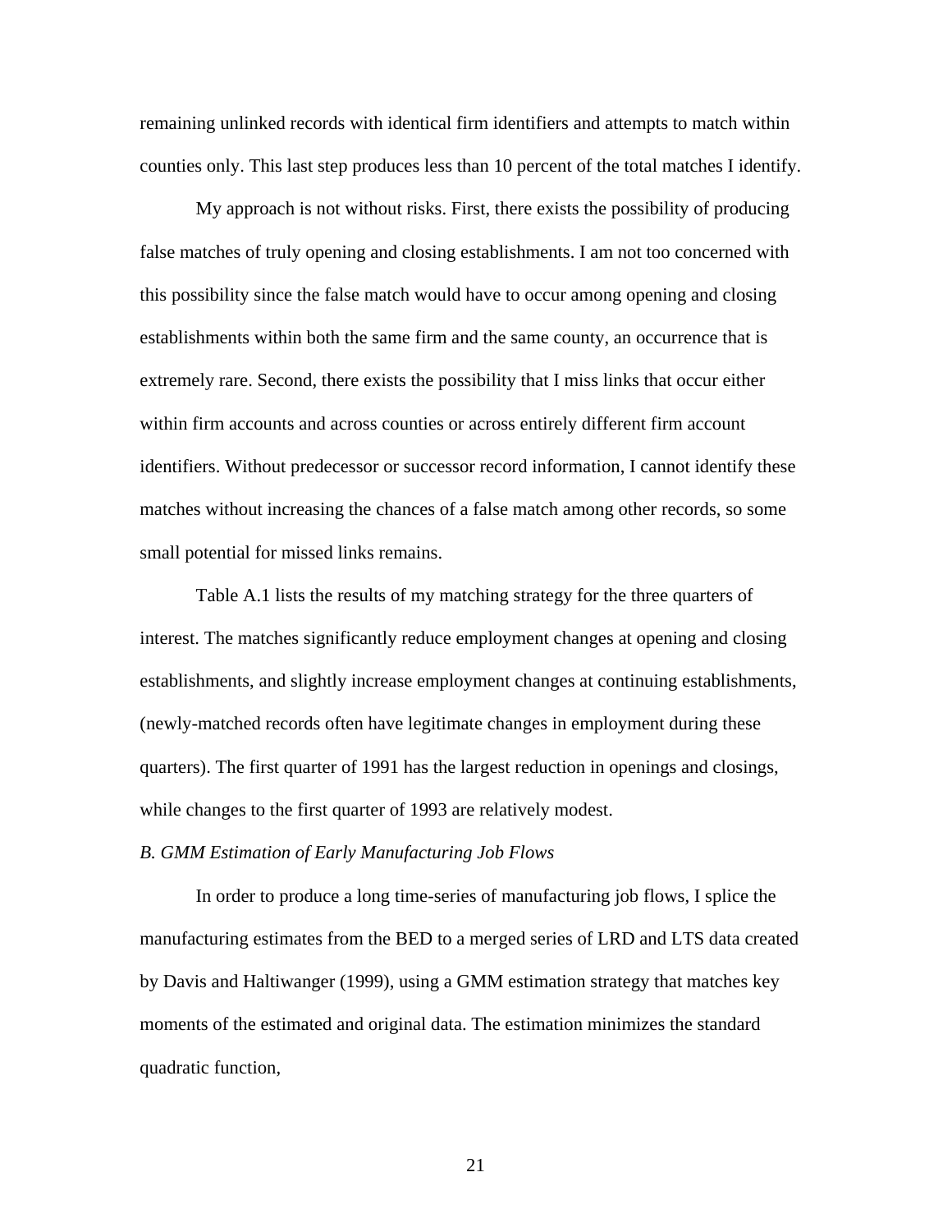remaining unlinked records with identical firm identifiers and attempts to match within counties only. This last step produces less than 10 percent of the total matches I identify.

My approach is not without risks. First, there exists the possibility of producing false matches of truly opening and closing establishments. I am not too concerned with this possibility since the false match would have to occur among opening and closing establishments within both the same firm and the same county, an occurrence that is extremely rare. Second, there exists the possibility that I miss links that occur either within firm accounts and across counties or across entirely different firm account identifiers. Without predecessor or successor record information, I cannot identify these matches without increasing the chances of a false match among other records, so some small potential for missed links remains.

Table A.1 lists the results of my matching strategy for the three quarters of interest. The matches significantly reduce employment changes at opening and closing establishments, and slightly increase employment changes at continuing establishments, (newly-matched records often have legitimate changes in employment during these quarters). The first quarter of 1991 has the largest reduction in openings and closings, while changes to the first quarter of 1993 are relatively modest.

*B. GMM Estimation of Early Manufacturing Job Flows*

In order to produce a long time-series of manufacturing job flows, I splice the manufacturing estimates from the BED to a merged series of LRD and LTS data created by Davis and Haltiwanger (1999), using a GMM estimation strategy that matches key moments of the estimated and original data. The estimation minimizes the standard quadratic function,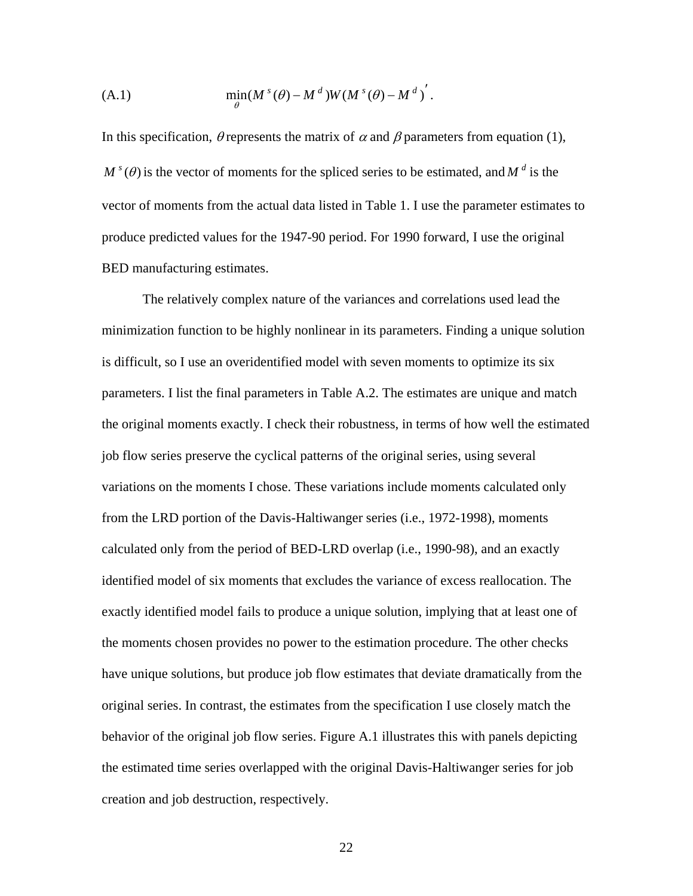$$(A.1) \qquad \min_{\theta}(M^s(\theta) - M^d)W(M^s(\theta) - M^d)'.$$

In this specification, $\theta$ represents the matrix of $\alpha$ and $\beta$ parameters from equation (1), $M^s(\theta)$ is the vector of moments for the spliced series to be estimated, and $M^d$ is the vector of moments from the actual data listed in Table 1. I use the parameter estimates to produce predicted values for the 1947-90 period. For 1990 forward, I use the original BED manufacturing estimates.

The relatively complex nature of the variances and correlations used lead the minimization function to be highly nonlinear in its parameters. Finding a unique solution is difficult, so I use an overidentified model with seven moments to optimize its six parameters. I list the final parameters in Table A.2. The estimates are unique and match the original moments exactly. I check their robustness, in terms of how well the estimated job flow series preserve the cyclical patterns of the original series, using several variations on the moments I chose. These variations include moments calculated only from the LRD portion of the Davis-Haltiwanger series (i.e., 1972-1998), moments calculated only from the period of BED-LRD overlap (i.e., 1990-98), and an exactly identified model of six moments that excludes the variance of excess reallocation. The exactly identified model fails to produce a unique solution, implying that at least one of the moments chosen provides no power to the estimation procedure. The other checks have unique solutions, but produce job flow estimates that deviate dramatically from the original series. In contrast, the estimates from the specification I use closely match the behavior of the original job flow series. Figure A.1 illustrates this with panels depicting the estimated time series overlapped with the original Davis-Haltiwanger series for job creation and job destruction, respectively.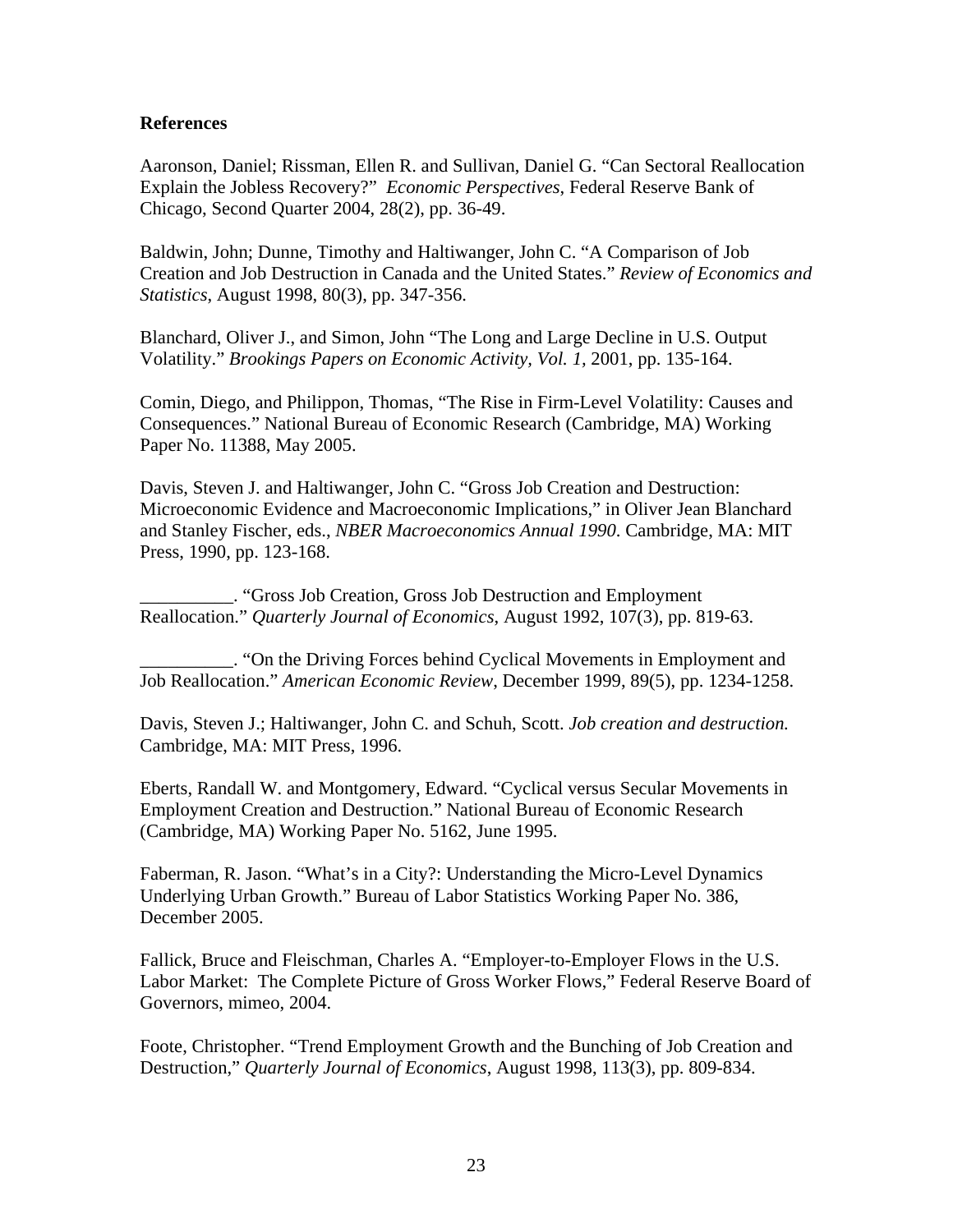**References**

Aaronson, Daniel; Rissman, Ellen R. and Sullivan, Daniel G. "Can Sectoral Reallocation Explain the Jobless Recovery?" *Economic Perspectives*, Federal Reserve Bank of Chicago, Second Quarter 2004, 28(2), pp. 36-49.

Baldwin, John; Dunne, Timothy and Haltiwanger, John C. "A Comparison of Job Creation and Job Destruction in Canada and the United States." *Review of Economics and Statistics*, August 1998, 80(3), pp. 347-356.

Blanchard, Oliver J., and Simon, John "The Long and Large Decline in U.S. Output Volatility." *Brookings Papers on Economic Activity, Vol. 1*, 2001, pp. 135-164.

Comin, Diego, and Philippon, Thomas, "The Rise in Firm-Level Volatility: Causes and Consequences." National Bureau of Economic Research (Cambridge, MA) Working Paper No. 11388, May 2005.

Davis, Steven J. and Haltiwanger, John C. "Gross Job Creation and Destruction: Microeconomic Evidence and Macroeconomic Implications," in Oliver Jean Blanchard and Stanley Fischer, eds., *NBER Macroeconomics Annual 1990*. Cambridge, MA: MIT Press, 1990, pp. 123-168.

__________. "Gross Job Creation, Gross Job Destruction and Employment Reallocation." *Quarterly Journal of Economics*, August 1992, 107(3), pp. 819-63.

__________. "On the Driving Forces behind Cyclical Movements in Employment and Job Reallocation." *American Economic Review*, December 1999, 89(5), pp. 1234-1258.

Davis, Steven J.; Haltiwanger, John C. and Schuh, Scott. *Job creation and destruction.* Cambridge, MA: MIT Press, 1996.

Eberts, Randall W. and Montgomery, Edward. "Cyclical versus Secular Movements in Employment Creation and Destruction." National Bureau of Economic Research (Cambridge, MA) Working Paper No. 5162, June 1995.

Faberman, R. Jason. "What's in a City?: Understanding the Micro-Level Dynamics Underlying Urban Growth." Bureau of Labor Statistics Working Paper No. 386, December 2005.

Fallick, Bruce and Fleischman, Charles A. "Employer-to-Employer Flows in the U.S. Labor Market: The Complete Picture of Gross Worker Flows," Federal Reserve Board of Governors, mimeo, 2004.

Foote, Christopher. "Trend Employment Growth and the Bunching of Job Creation and Destruction," *Quarterly Journal of Economics*, August 1998, 113(3), pp. 809-834.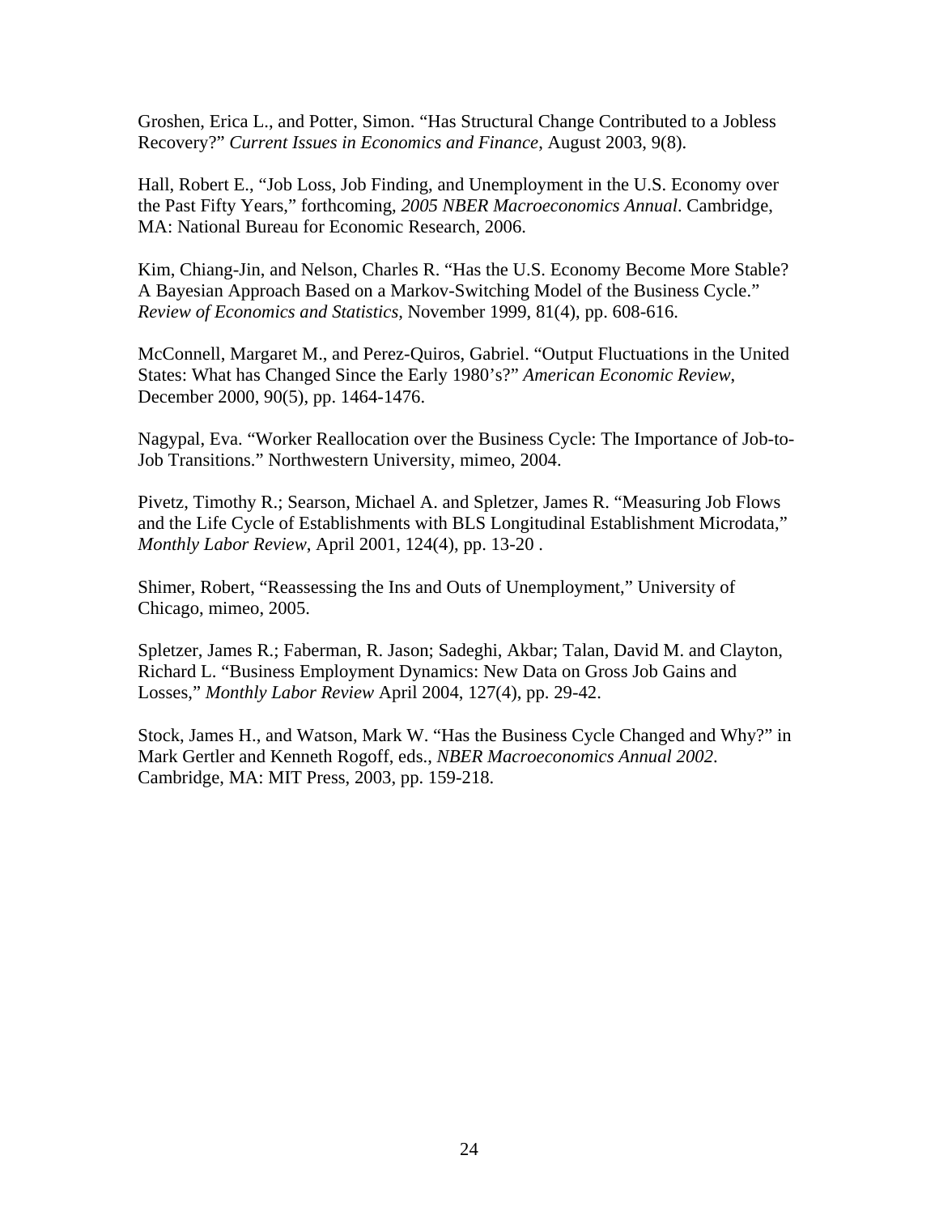Groshen, Erica L., and Potter, Simon. "Has Structural Change Contributed to a Jobless Recovery?" *Current Issues in Economics and Finance*, August 2003, 9(8).

Hall, Robert E., "Job Loss, Job Finding, and Unemployment in the U.S. Economy over the Past Fifty Years," forthcoming, *2005 NBER Macroeconomics Annual*. Cambridge, MA: National Bureau for Economic Research, 2006.

Kim, Chiang-Jin, and Nelson, Charles R. "Has the U.S. Economy Become More Stable? A Bayesian Approach Based on a Markov-Switching Model of the Business Cycle." *Review of Economics and Statistics*, November 1999, 81(4), pp. 608-616.

McConnell, Margaret M., and Perez-Quiros, Gabriel. "Output Fluctuations in the United States: What has Changed Since the Early 1980's?" *American Economic Review*, December 2000, 90(5), pp. 1464-1476.

Nagypal, Eva. "Worker Reallocation over the Business Cycle: The Importance of Job-to-Job Transitions." Northwestern University, mimeo, 2004.

Pivetz, Timothy R.; Searson, Michael A. and Spletzer, James R. "Measuring Job Flows and the Life Cycle of Establishments with BLS Longitudinal Establishment Microdata," *Monthly Labor Review*, April 2001, 124(4), pp. 13-20 .

Shimer, Robert, "Reassessing the Ins and Outs of Unemployment," University of Chicago, mimeo, 2005.

Spletzer, James R.; Faberman, R. Jason; Sadeghi, Akbar; Talan, David M. and Clayton, Richard L. "Business Employment Dynamics: New Data on Gross Job Gains and Losses," *Monthly Labor Review* April 2004, 127(4), pp. 29-42.

Stock, James H., and Watson, Mark W. "Has the Business Cycle Changed and Why?" in Mark Gertler and Kenneth Rogoff, eds., *NBER Macroeconomics Annual 2002*. Cambridge, MA: MIT Press, 2003, pp. 159-218.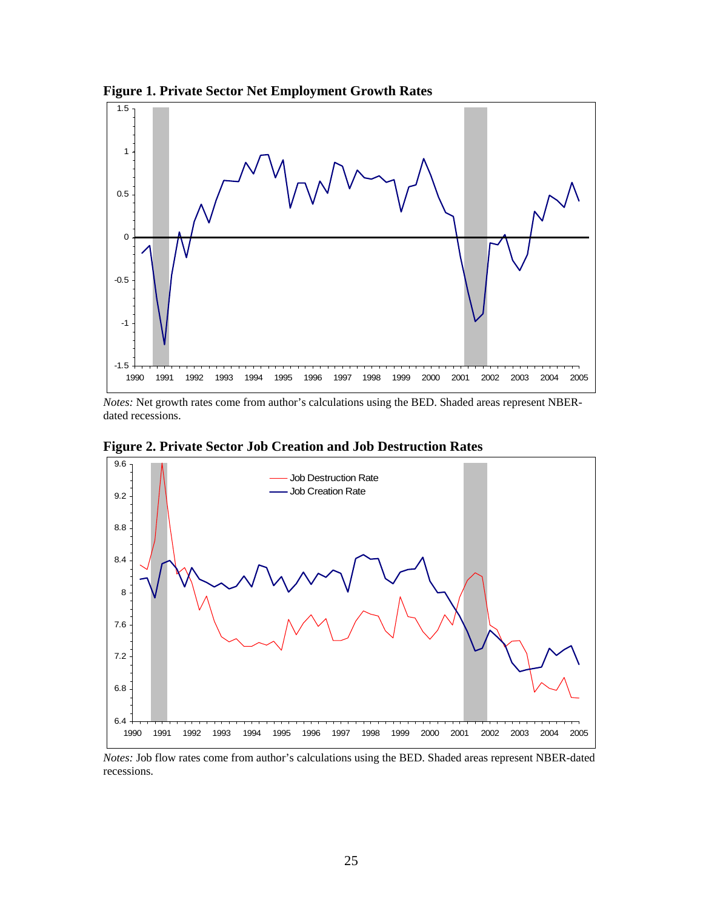**Figure 1. Private Sector Net Employment Growth Rates**

*Notes:* Net growth rates come from author's calculations using the BED. Shaded areas represent NBER-dated recessions.

**Figure 2. Private Sector Job Creation and Job Destruction Rates**

*Notes:* Job flow rates come from author's calculations using the BED. Shaded areas represent NBER-dated recessions.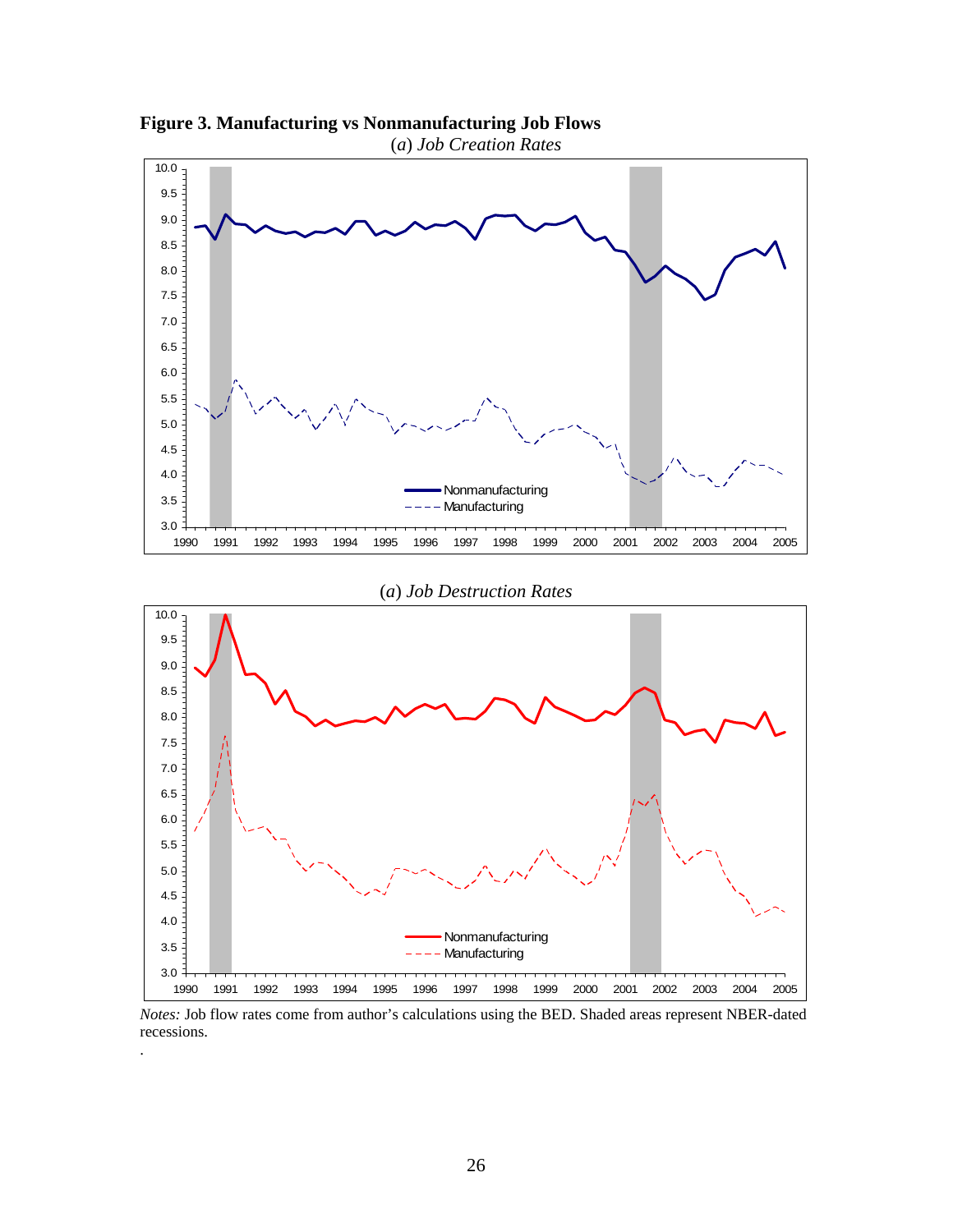**Figure 3. Manufacturing vs Nonmanufacturing Job Flows**

(*a*) *Job Creation Rates*

(*a*) *Job Destruction Rates*

*Notes:* Job flow rates come from author's calculations using the BED. Shaded areas represent NBER-dated recessions.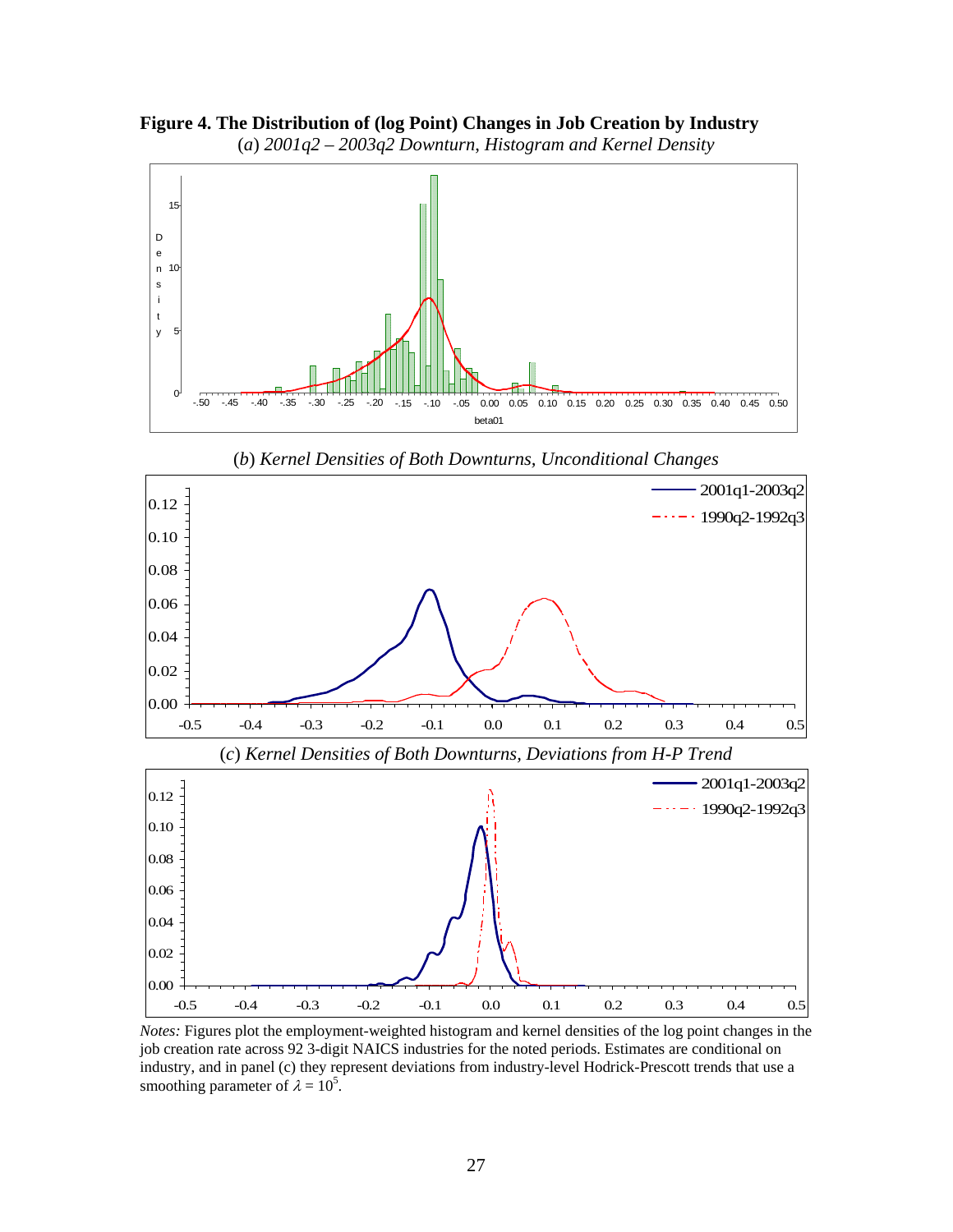**Figure 4. The Distribution of (log Point) Changes in Job Creation by Industry**

(*a*) *2001q2 – 2003q2 Downturn, Histogram and Kernel Density*

(*b*) *Kernel Densities of Both Downturns, Unconditional Changes*

(*c*) *Kernel Densities of Both Downturns, Deviations from H-P Trend*

*Notes:* Figures plot the employment-weighted histogram and kernel densities of the log point changes in the job creation rate across 92 3-digit NAICS industries for the noted periods. Estimates are conditional on industry, and in panel (c) they represent deviations from industry-level Hodrick-Prescott trends that use a smoothing parameter of $\lambda = 10^5$.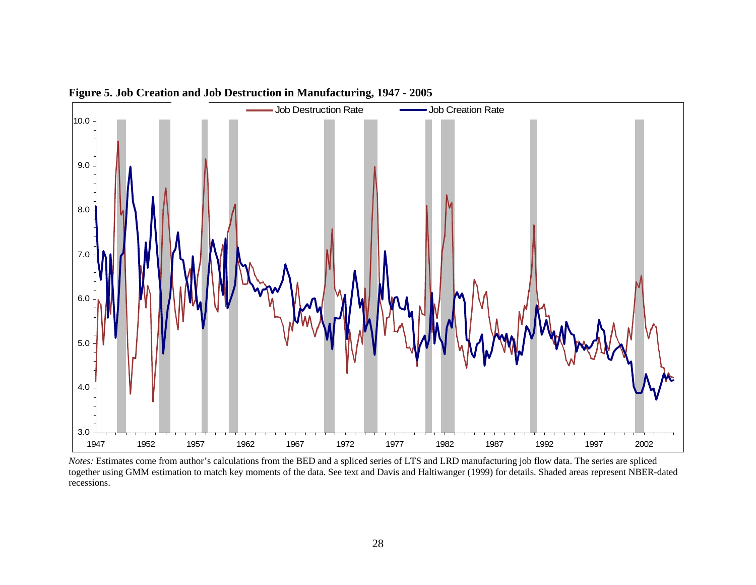**Figure 5. Job Creation and Job Destruction in Manufacturing, 1947 - 2005**

*Notes:* Estimates come from author's calculations from the BED and a spliced series of LTS and LRD manufacturing job flow data. The series are spliced together using GMM estimation to match key moments of the data. See text and Davis and Haltiwanger (1999) for details. Shaded areas represent NBER-dated recessions.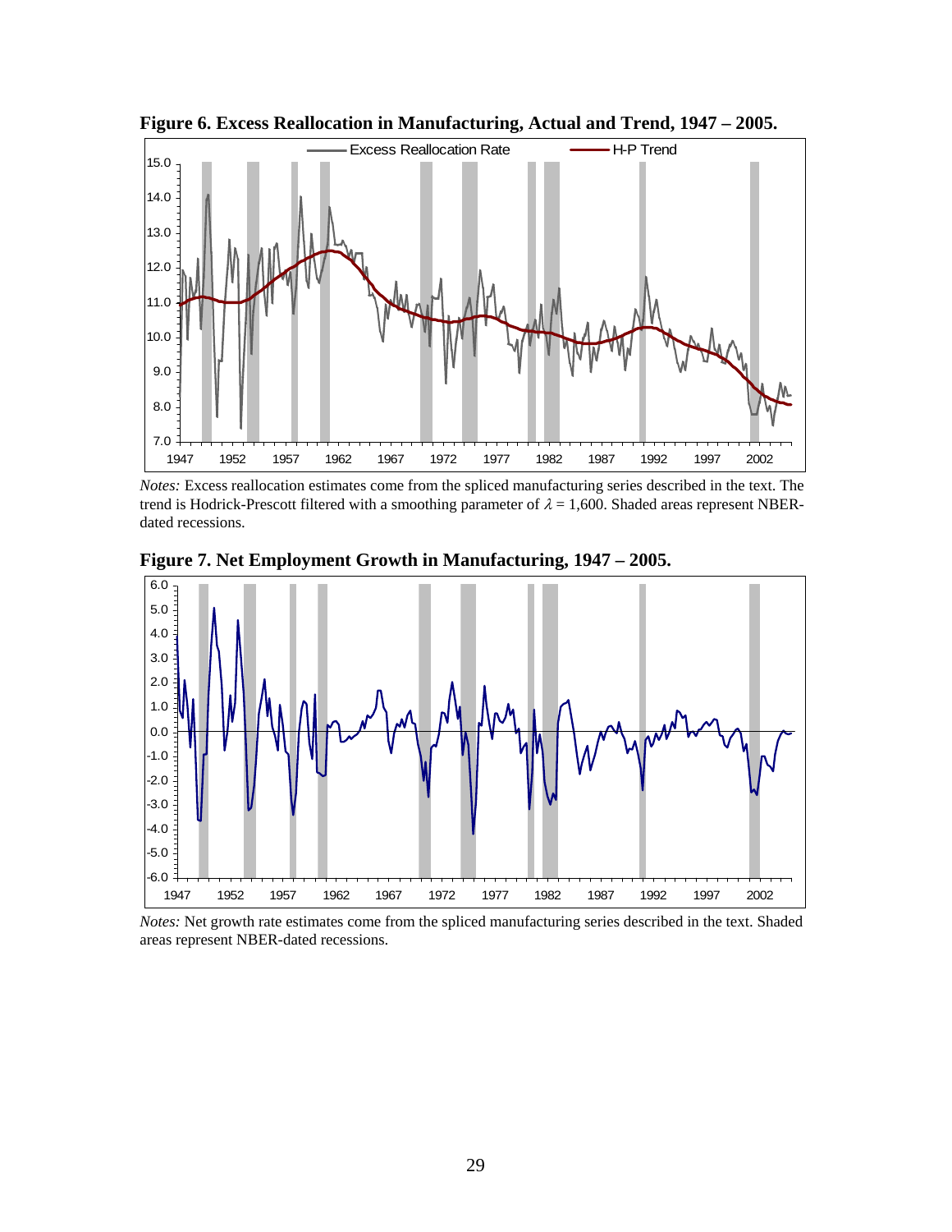**Figure 6. Excess Reallocation in Manufacturing, Actual and Trend, 1947 – 2005.**

*Notes:* Excess reallocation estimates come from the spliced manufacturing series described in the text. The trend is Hodrick-Prescott filtered with a smoothing parameter of $\lambda$ = 1,600. Shaded areas represent NBER-dated recessions.

**Figure 7. Net Employment Growth in Manufacturing, 1947 – 2005.**

*Notes:* Net growth rate estimates come from the spliced manufacturing series described in the text. Shaded areas represent NBER-dated recessions.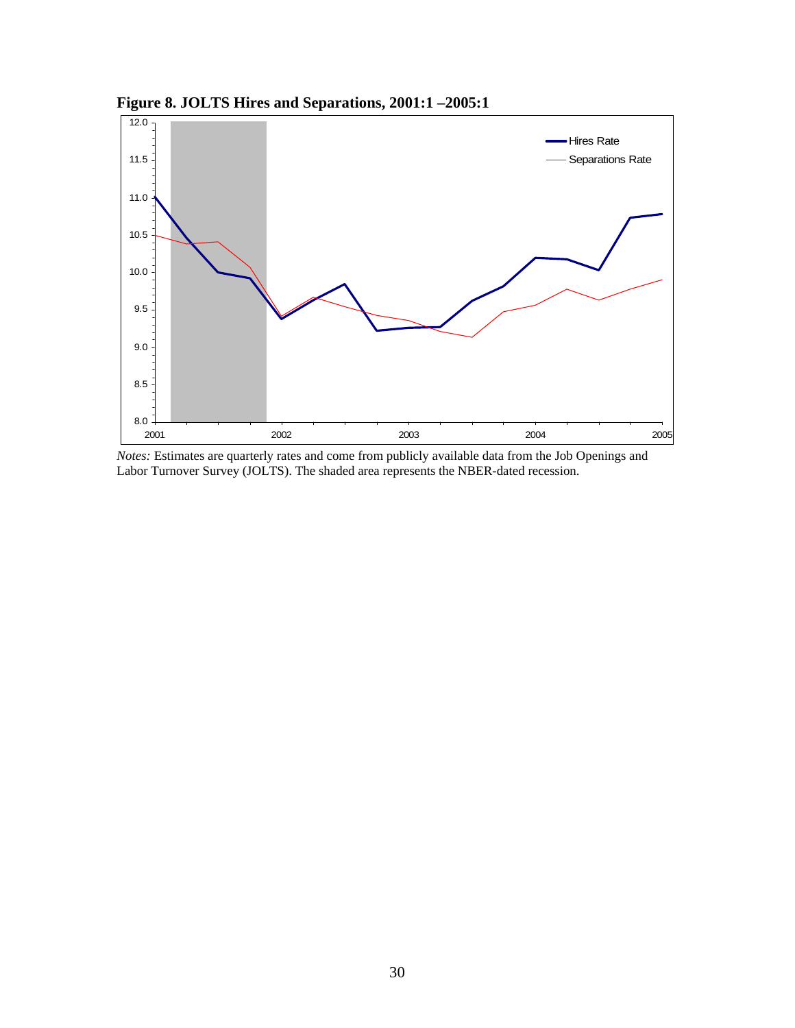**Figure 8. JOLTS Hires and Separations, 2001:1 –2005:1**

*Notes:* Estimates are quarterly rates and come from publicly available data from the Job Openings and Labor Turnover Survey (JOLTS). The shaded area represents the NBER-dated recession.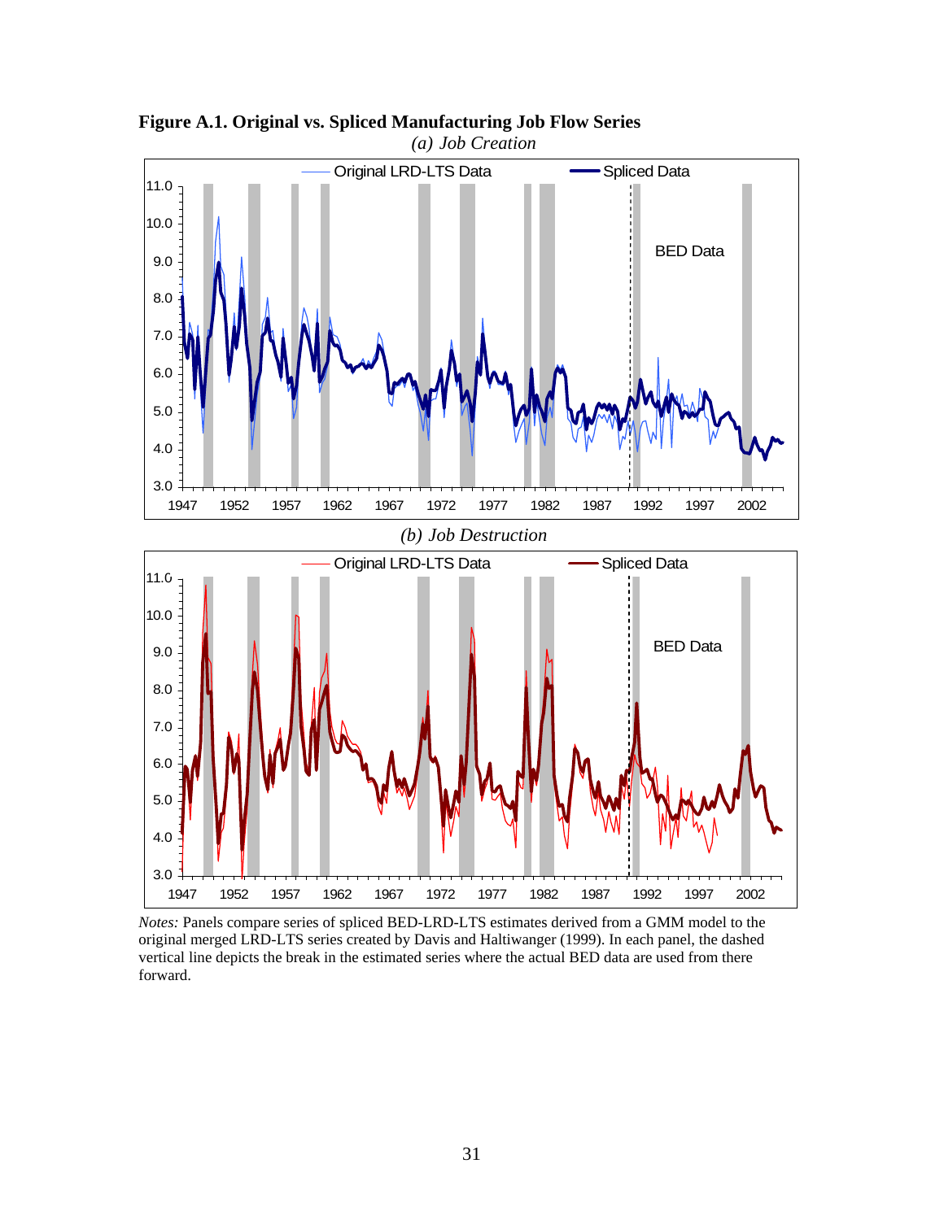**Figure A.1. Original vs. Spliced Manufacturing Job Flow Series**

*(a) Job Creation*

*(b) Job Destruction*

*Notes:* Panels compare series of spliced BED-LRD-LTS estimates derived from a GMM model to the original merged LRD-LTS series created by Davis and Haltiwanger (1999). In each panel, the dashed vertical line depicts the break in the estimated series where the actual BED data are used from there forward.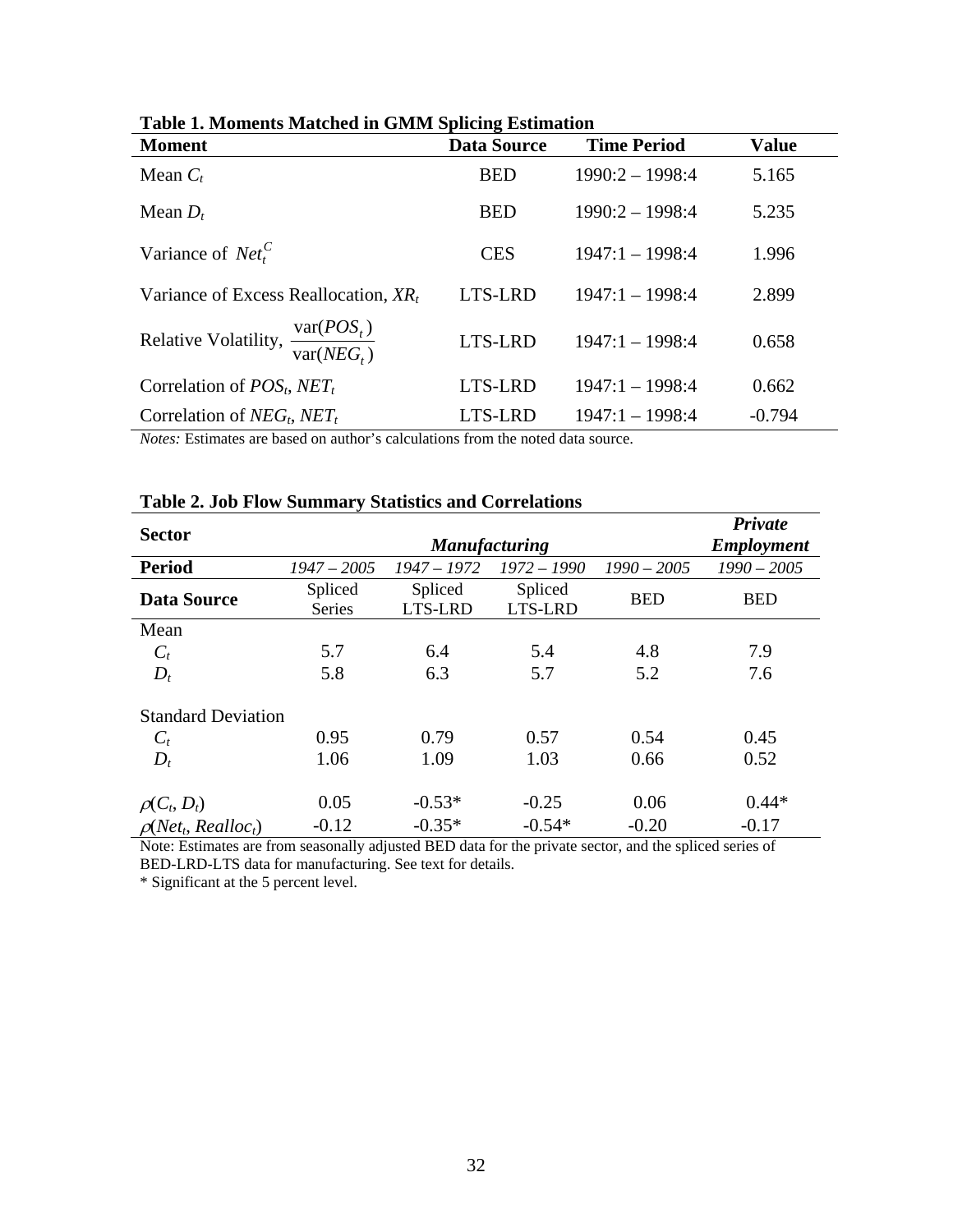**Table 1. Moments Matched in GMM Splicing Estimation**

| Moment | Data Source | Time Period | Value |
|---|---|---|---|
| Mean $C_t$ | BED | 1990:2 – 1998:4 | 5.165 |
| Mean $D_t$ | BED | 1990:2 – 1998:4 | 5.235 |
| Variance of $Net_t^C$ | CES | 1947:1 – 1998:4 | 1.996 |
| Variance of Excess Reallocation, $XR_t$ | LTS-LRD | 1947:1 – 1998:4 | 2.899 |
| Relative Volatility, $\frac{\text{var}(POS_t)}{\text{var}(NEG_t)}$ | LTS-LRD | 1947:1 – 1998:4 | 0.658 |
| Correlation of $POS_t$, $NET_t$ | LTS-LRD | 1947:1 – 1998:4 | 0.662 |
| Correlation of $NEG_t$, $NET_t$ | LTS-LRD | 1947:1 – 1998:4 | -0.794 |

*Notes:* Estimates are based on author's calculations from the noted data source.

**Table 2. Job Flow Summary Statistics and Correlations**

| **Sector** | ***Manufacturing*** | | | | ***Private Employment*** |
|---|---|---|---|---|---|
| **Period** | *1947 – 2005* | *1947 – 1972* | *1972 – 1990* | *1990 – 2005* | *1990 – 2005* |
| **Data Source** | Spliced Series | Spliced LTS-LRD | Spliced LTS-LRD | BED | BED |
| Mean | | | | | |
| $C_t$ | 5.7 | 6.4 | 5.4 | 4.8 | 7.9 |
| $D_t$ | 5.8 | 6.3 | 5.7 | 5.2 | 7.6 |
| Standard Deviation | | | | | |
| $C_t$ | 0.95 | 0.79 | 0.57 | 0.54 | 0.45 |
| $D_t$ | 1.06 | 1.09 | 1.03 | 0.66 | 0.52 |
| $\rho(C_t, D_t)$ | 0.05 | -0.53* | -0.25 | 0.06 | 0.44* |
| $\rho(Net_t, Realloc_t)$ | -0.12 | -0.35* | -0.54* | -0.20 | -0.17 |

Note: Estimates are from seasonally adjusted BED data for the private sector, and the spliced series of BED-LRD-LTS data for manufacturing. See text for details.

\* Significant at the 5 percent level.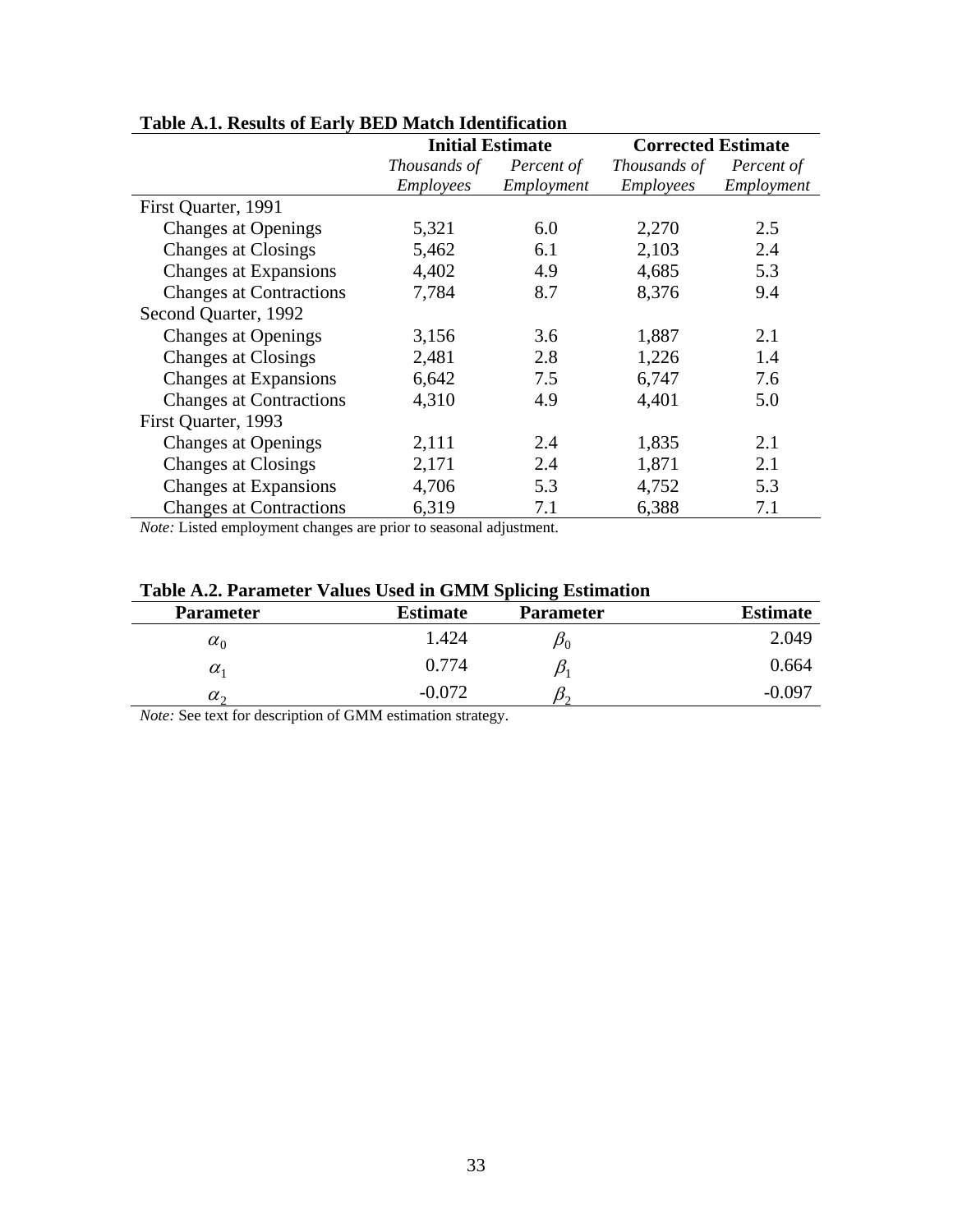**Table A.1. Results of Early BED Match Identification**

| | Initial Estimate | | Corrected Estimate | |
|---|---|---|---|---|
| | *Thousands of Employees* | *Percent of Employment* | *Thousands of Employees* | *Percent of Employment* |
| First Quarter, 1991 | | | | |
| Changes at Openings | 5,321 | 6.0 | 2,270 | 2.5 |
| Changes at Closings | 5,462 | 6.1 | 2,103 | 2.4 |
| Changes at Expansions | 4,402 | 4.9 | 4,685 | 5.3 |
| Changes at Contractions | 7,784 | 8.7 | 8,376 | 9.4 |
| Second Quarter, 1992 | | | | |
| Changes at Openings | 3,156 | 3.6 | 1,887 | 2.1 |
| Changes at Closings | 2,481 | 2.8 | 1,226 | 1.4 |
| Changes at Expansions | 6,642 | 7.5 | 6,747 | 7.6 |
| Changes at Contractions | 4,310 | 4.9 | 4,401 | 5.0 |
| First Quarter, 1993 | | | | |
| Changes at Openings | 2,111 | 2.4 | 1,835 | 2.1 |
| Changes at Closings | 2,171 | 2.4 | 1,871 | 2.1 |
| Changes at Expansions | 4,706 | 5.3 | 4,752 | 5.3 |
| Changes at Contractions | 6,319 | 7.1 | 6,388 | 7.1 |

*Note:* Listed employment changes are prior to seasonal adjustment.

**Table A.2. Parameter Values Used in GMM Splicing Estimation**

| Parameter | Estimate | Parameter | Estimate |
|---|---|---|---|
| $\alpha_0$ | 1.424 | $\beta_0$ | 2.049 |
| $\alpha_1$ | 0.774 | $\beta_1$ | 0.664 |
| $\alpha_2$ | -0.072 | $\beta_2$ | -0.097 |

*Note:* See text for description of GMM estimation strategy.